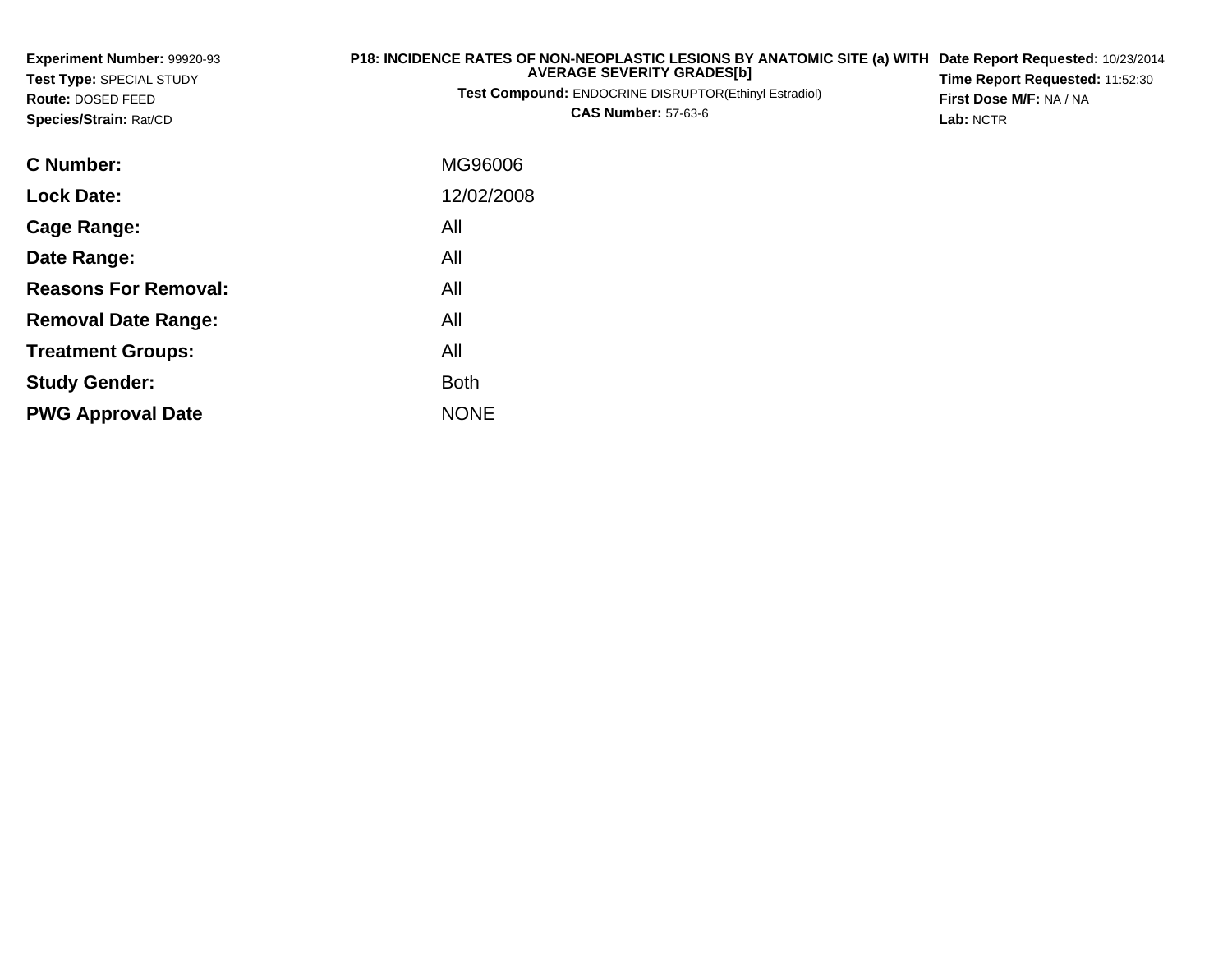**Experiment Number:** 99920-93
**Test Type:** SPECIAL STUDY
**Route:** DOSED FEED
**Species/Strain:** Rat/CD

**P18: INCIDENCE RATES OF NON-NEOPLASTIC LESIONS BY ANATOMIC SITE (a) WITH AVERAGE SEVERITY GRADES[b]**
**Test Compound:** ENDOCRINE DISRUPTOR(Ethinyl Estradiol)
**CAS Number:** 57-63-6

**Date Report Requested:** 10/23/2014
**Time Report Requested:** 11:52:30
**First Dose M/F:** NA / NA
**Lab:** NCTR

| | |
|---|---|
| **C Number:** | MG96006 |
| **Lock Date:** | 12/02/2008 |
| **Cage Range:** | All |
| **Date Range:** | All |
| **Reasons For Removal:** | All |
| **Removal Date Range:** | All |
| **Treatment Groups:** | All |
| **Study Gender:** | Both |
| **PWG Approval Date** | NONE |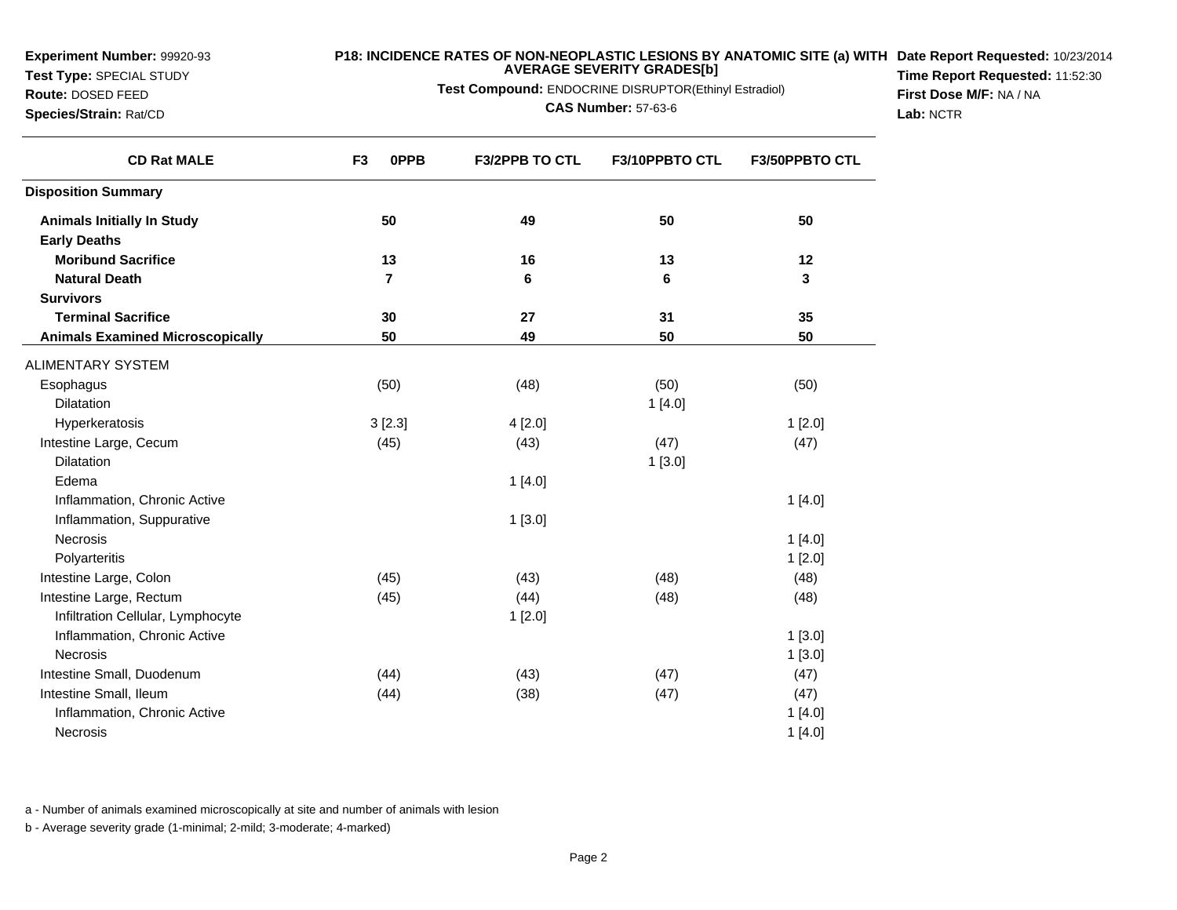**Experiment Number:** 99920-93
**Test Type:** SPECIAL STUDY
**Route:** DOSED FEED
**Species/Strain:** Rat/CD

**P18: INCIDENCE RATES OF NON-NEOPLASTIC LESIONS BY ANATOMIC SITE (a) WITH AVERAGE SEVERITY GRADES[b]**
**Test Compound:** ENDOCRINE DISRUPTOR(Ethinyl Estradiol)
**CAS Number:** 57-63-6

**Date Report Requested:** 10/23/2014
**Time Report Requested:** 11:52:30
**First Dose M/F:** NA / NA
**Lab:** NCTR

| CD Rat MALE | F3 0PPB | F3/2PPB TO CTL | F3/10PPBTO CTL | F3/50PPBTO CTL |
|---|---|---|---|---|
| **Disposition Summary** | | | | |
| **Animals Initially In Study** | **50** | **49** | **50** | **50** |
| **Early Deaths** | | | | |
| **Moribund Sacrifice** | **13** | **16** | **13** | **12** |
| **Natural Death** | **7** | **6** | **6** | **3** |
| **Survivors** | | | | |
| **Terminal Sacrifice** | **30** | **27** | **31** | **35** |
| **Animals Examined Microscopically** | **50** | **49** | **50** | **50** |
| ALIMENTARY SYSTEM | | | | |
| Esophagus | (50) | (48) | (50) | (50) |
| Dilatation | | | 1 [4.0] | |
| Hyperkeratosis | 3 [2.3] | 4 [2.0] | | 1 [2.0] |
| Intestine Large, Cecum | (45) | (43) | (47) | (47) |
| Dilatation | | | 1 [3.0] | |
| Edema | | 1 [4.0] | | |
| Inflammation, Chronic Active | | | | 1 [4.0] |
| Inflammation, Suppurative | | 1 [3.0] | | |
| Necrosis | | | | 1 [4.0] |
| Polyarteritis | | | | 1 [2.0] |
| Intestine Large, Colon | (45) | (43) | (48) | (48) |
| Intestine Large, Rectum | (45) | (44) | (48) | (48) |
| Infiltration Cellular, Lymphocyte | | 1 [2.0] | | |
| Inflammation, Chronic Active | | | | 1 [3.0] |
| Necrosis | | | | 1 [3.0] |
| Intestine Small, Duodenum | (44) | (43) | (47) | (47) |
| Intestine Small, Ileum | (44) | (38) | (47) | (47) |
| Inflammation, Chronic Active | | | | 1 [4.0] |
| Necrosis | | | | 1 [4.0] |

a - Number of animals examined microscopically at site and number of animals with lesion

b - Average severity grade (1-minimal; 2-mild; 3-moderate; 4-marked)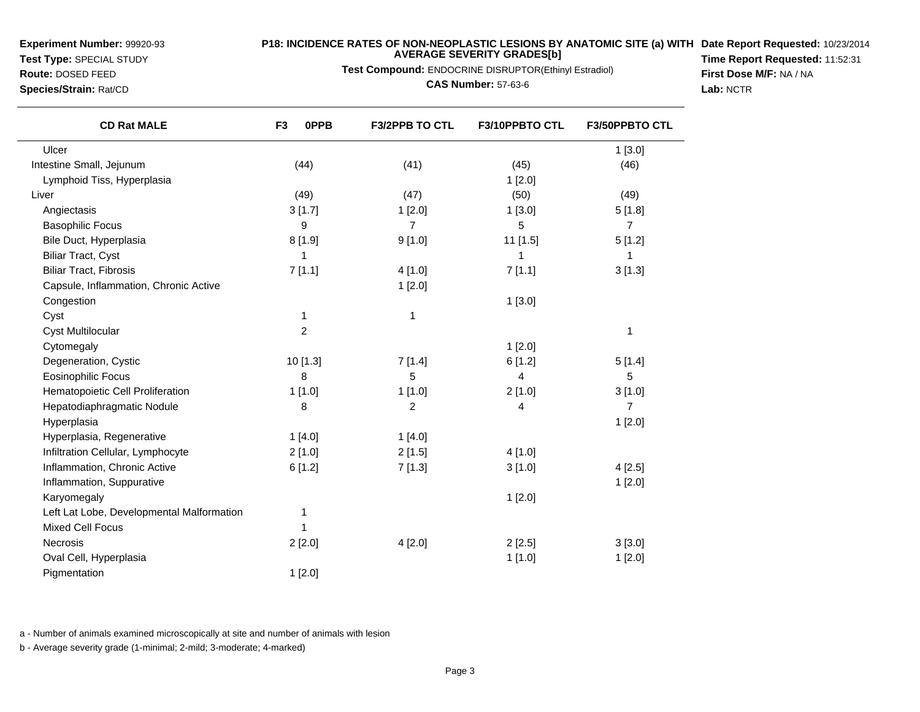**Experiment Number:** 99920-93
**Test Type:** SPECIAL STUDY
**Route:** DOSED FEED
**Species/Strain:** Rat/CD

**P18: INCIDENCE RATES OF NON-NEOPLASTIC LESIONS BY ANATOMIC SITE (a) WITH AVERAGE SEVERITY GRADES[b]**
**Test Compound:** ENDOCRINE DISRUPTOR(Ethinyl Estradiol)
**CAS Number:** 57-63-6

**Date Report Requested:** 10/23/2014
**Time Report Requested:** 11:52:31
**First Dose M/F:** NA / NA
**Lab:** NCTR

| CD Rat MALE | F3 0PPB | F3/2PPB TO CTL | F3/10PPBTO CTL | F3/50PPBTO CTL |
|---|---|---|---|---|
| Ulcer | | | | 1 [3.0] |
| Intestine Small, Jejunum | (44) | (41) | (45) | (46) |
| Lymphoid Tiss, Hyperplasia | | | 1 [2.0] | |
| Liver | (49) | (47) | (50) | (49) |
| Angiectasis | 3 [1.7] | 1 [2.0] | 1 [3.0] | 5 [1.8] |
| Basophilic Focus | 9 | 7 | 5 | 7 |
| Bile Duct, Hyperplasia | 8 [1.9] | 9 [1.0] | 11 [1.5] | 5 [1.2] |
| Biliar Tract, Cyst | 1 | | 1 | 1 |
| Biliar Tract, Fibrosis | 7 [1.1] | 4 [1.0] | 7 [1.1] | 3 [1.3] |
| Capsule, Inflammation, Chronic Active | | 1 [2.0] | | |
| Congestion | | | 1 [3.0] | |
| Cyst | 1 | 1 | | |
| Cyst Multilocular | 2 | | | 1 |
| Cytomegaly | | | 1 [2.0] | |
| Degeneration, Cystic | 10 [1.3] | 7 [1.4] | 6 [1.2] | 5 [1.4] |
| Eosinophilic Focus | 8 | 5 | 4 | 5 |
| Hematopoietic Cell Proliferation | 1 [1.0] | 1 [1.0] | 2 [1.0] | 3 [1.0] |
| Hepatodiaphragmatic Nodule | 8 | 2 | 4 | 7 |
| Hyperplasia | | | | 1 [2.0] |
| Hyperplasia, Regenerative | 1 [4.0] | 1 [4.0] | | |
| Infiltration Cellular, Lymphocyte | 2 [1.0] | 2 [1.5] | 4 [1.0] | |
| Inflammation, Chronic Active | 6 [1.2] | 7 [1.3] | 3 [1.0] | 4 [2.5] |
| Inflammation, Suppurative | | | | 1 [2.0] |
| Karyomegaly | | | 1 [2.0] | |
| Left Lat Lobe, Developmental Malformation | 1 | | | |
| Mixed Cell Focus | 1 | | | |
| Necrosis | 2 [2.0] | 4 [2.0] | 2 [2.5] | 3 [3.0] |
| Oval Cell, Hyperplasia | | | 1 [1.0] | 1 [2.0] |
| Pigmentation | 1 [2.0] | | | |

a - Number of animals examined microscopically at site and number of animals with lesion

b - Average severity grade (1-minimal; 2-mild; 3-moderate; 4-marked)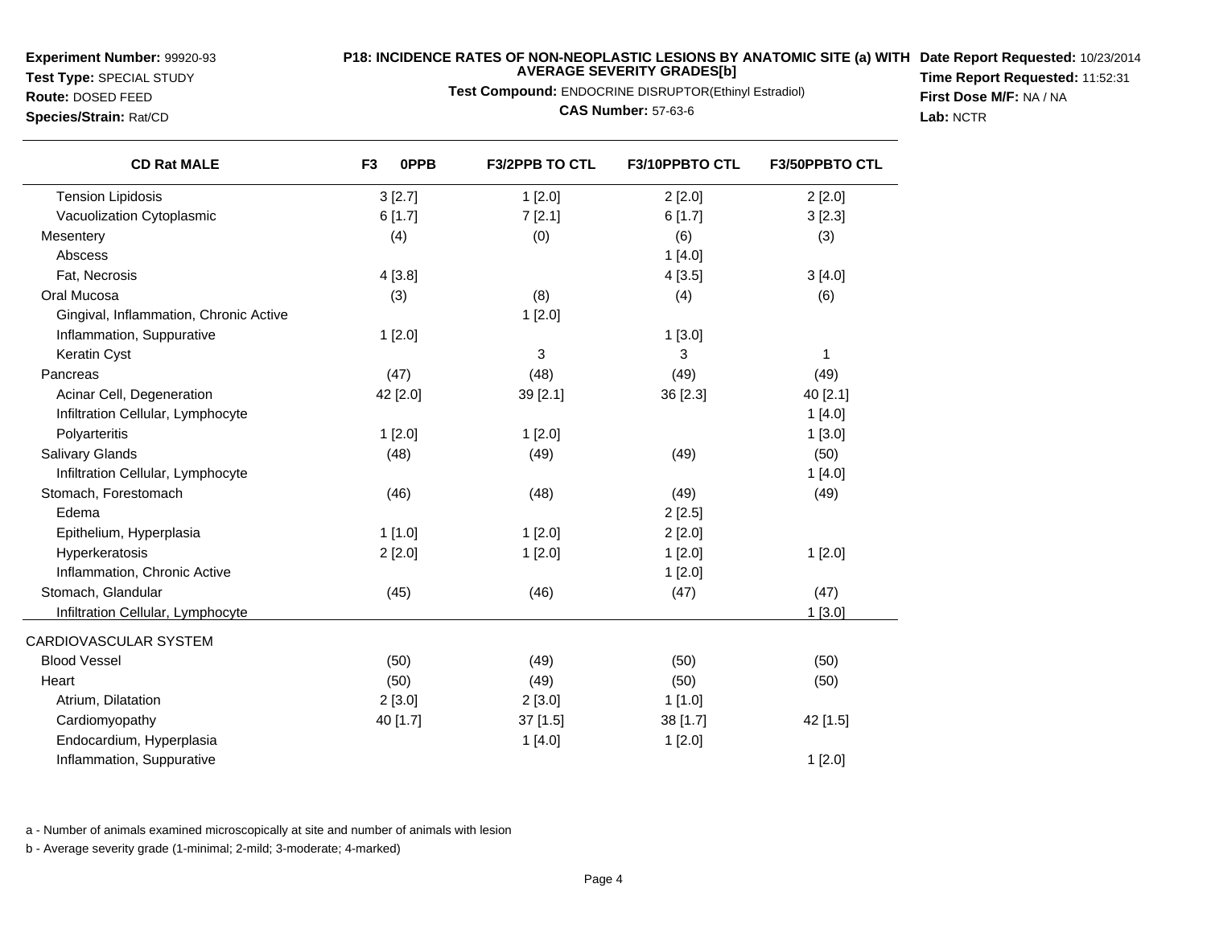**Experiment Number:** 99920-93
**Test Type:** SPECIAL STUDY
**Route:** DOSED FEED
**Species/Strain:** Rat/CD

**P18: INCIDENCE RATES OF NON-NEOPLASTIC LESIONS BY ANATOMIC SITE (a) WITH AVERAGE SEVERITY GRADES[b]**
**Test Compound:** ENDOCRINE DISRUPTOR(Ethinyl Estradiol)
**CAS Number:** 57-63-6

**Date Report Requested:** 10/23/2014
**Time Report Requested:** 11:52:31
**First Dose M/F:** NA / NA
**Lab:** NCTR

| CD Rat MALE | F3 0PPB | F3/2PPB TO CTL | F3/10PPBTO CTL | F3/50PPBTO CTL |
|---|---|---|---|---|
| Tension Lipidosis | 3 [2.7] | 1 [2.0] | 2 [2.0] | 2 [2.0] |
| Vacuolization Cytoplasmic | 6 [1.7] | 7 [2.1] | 6 [1.7] | 3 [2.3] |
| Mesentery | (4) | (0) | (6) | (3) |
| Abscess | | | 1 [4.0] | |
| Fat, Necrosis | 4 [3.8] | | 4 [3.5] | 3 [4.0] |
| Oral Mucosa | (3) | (8) | (4) | (6) |
| Gingival, Inflammation, Chronic Active | | 1 [2.0] | | |
| Inflammation, Suppurative | 1 [2.0] | | 1 [3.0] | |
| Keratin Cyst | | 3 | 3 | 1 |
| Pancreas | (47) | (48) | (49) | (49) |
| Acinar Cell, Degeneration | 42 [2.0] | 39 [2.1] | 36 [2.3] | 40 [2.1] |
| Infiltration Cellular, Lymphocyte | | | | 1 [4.0] |
| Polyarteritis | 1 [2.0] | 1 [2.0] | | 1 [3.0] |
| Salivary Glands | (48) | (49) | (49) | (50) |
| Infiltration Cellular, Lymphocyte | | | | 1 [4.0] |
| Stomach, Forestomach | (46) | (48) | (49) | (49) |
| Edema | | | 2 [2.5] | |
| Epithelium, Hyperplasia | 1 [1.0] | 1 [2.0] | 2 [2.0] | |
| Hyperkeratosis | 2 [2.0] | 1 [2.0] | 1 [2.0] | 1 [2.0] |
| Inflammation, Chronic Active | | | 1 [2.0] | |
| Stomach, Glandular | (45) | (46) | (47) | (47) |
| Infiltration Cellular, Lymphocyte | | | | 1 [3.0] |
| CARDIOVASCULAR SYSTEM | | | | |
| Blood Vessel | (50) | (49) | (50) | (50) |
| Heart | (50) | (49) | (50) | (50) |
| Atrium, Dilatation | 2 [3.0] | 2 [3.0] | 1 [1.0] | |
| Cardiomyopathy | 40 [1.7] | 37 [1.5] | 38 [1.7] | 42 [1.5] |
| Endocardium, Hyperplasia | | 1 [4.0] | 1 [2.0] | |
| Inflammation, Suppurative | | | | 1 [2.0] |

a - Number of animals examined microscopically at site and number of animals with lesion

b - Average severity grade (1-minimal; 2-mild; 3-moderate; 4-marked)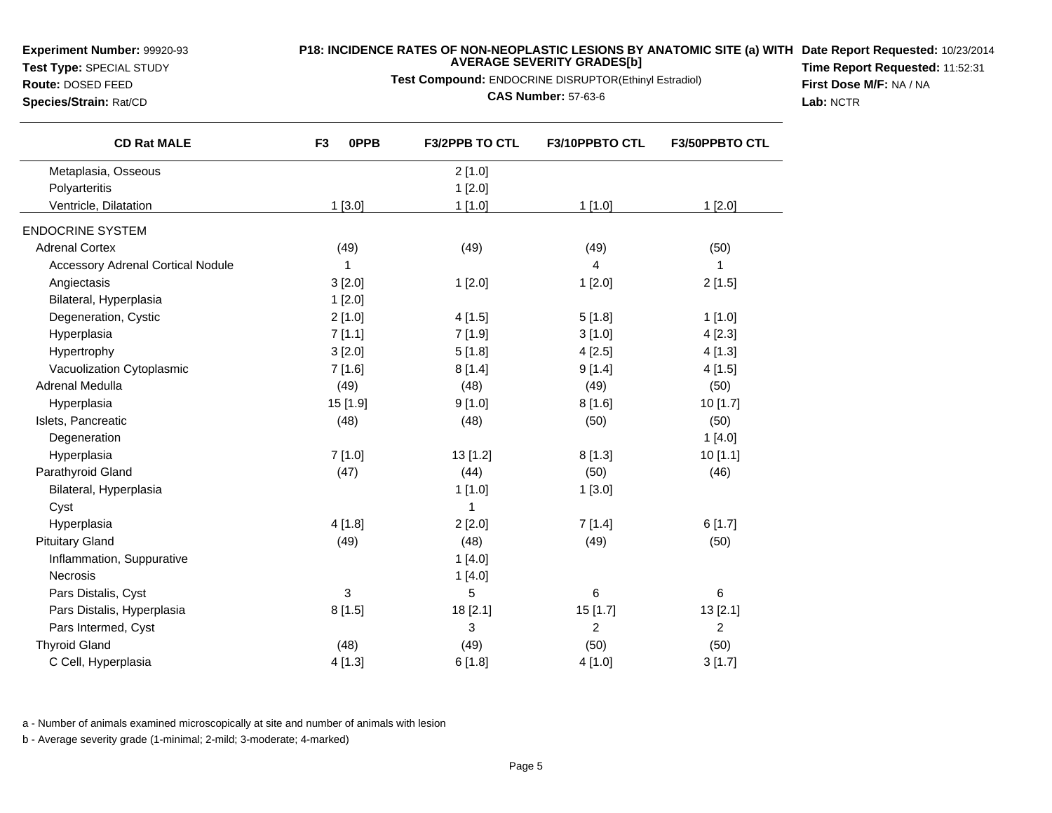**Experiment Number:** 99920-93
**Test Type:** SPECIAL STUDY
**Route:** DOSED FEED
**Species/Strain:** Rat/CD

**P18: INCIDENCE RATES OF NON-NEOPLASTIC LESIONS BY ANATOMIC SITE (a) WITH AVERAGE SEVERITY GRADES[b]**
**Test Compound:** ENDOCRINE DISRUPTOR(Ethinyl Estradiol)
**CAS Number:** 57-63-6

**Date Report Requested:** 10/23/2014
**Time Report Requested:** 11:52:31
**First Dose M/F:** NA / NA
**Lab:** NCTR

| CD Rat MALE | F3 0PPB | F3/2PPB TO CTL | F3/10PPBTO CTL | F3/50PPBTO CTL |
|---|---|---|---|---|
| Metaplasia, Osseous | | 2 [1.0] | | |
| Polyarteritis | | 1 [2.0] | | |
| Ventricle, Dilatation | 1 [3.0] | 1 [1.0] | 1 [1.0] | 1 [2.0] |
| ENDOCRINE SYSTEM | | | | |
| Adrenal Cortex | (49) | (49) | (49) | (50) |
| Accessory Adrenal Cortical Nodule | 1 | | 4 | 1 |
| Angiectasis | 3 [2.0] | 1 [2.0] | 1 [2.0] | 2 [1.5] |
| Bilateral, Hyperplasia | 1 [2.0] | | | |
| Degeneration, Cystic | 2 [1.0] | 4 [1.5] | 5 [1.8] | 1 [1.0] |
| Hyperplasia | 7 [1.1] | 7 [1.9] | 3 [1.0] | 4 [2.3] |
| Hypertrophy | 3 [2.0] | 5 [1.8] | 4 [2.5] | 4 [1.3] |
| Vacuolization Cytoplasmic | 7 [1.6] | 8 [1.4] | 9 [1.4] | 4 [1.5] |
| Adrenal Medulla | (49) | (48) | (49) | (50) |
| Hyperplasia | 15 [1.9] | 9 [1.0] | 8 [1.6] | 10 [1.7] |
| Islets, Pancreatic | (48) | (48) | (50) | (50) |
| Degeneration | | | | 1 [4.0] |
| Hyperplasia | 7 [1.0] | 13 [1.2] | 8 [1.3] | 10 [1.1] |
| Parathyroid Gland | (47) | (44) | (50) | (46) |
| Bilateral, Hyperplasia | | 1 [1.0] | 1 [3.0] | |
| Cyst | | 1 | | |
| Hyperplasia | 4 [1.8] | 2 [2.0] | 7 [1.4] | 6 [1.7] |
| Pituitary Gland | (49) | (48) | (49) | (50) |
| Inflammation, Suppurative | | 1 [4.0] | | |
| Necrosis | | 1 [4.0] | | |
| Pars Distalis, Cyst | 3 | 5 | 6 | 6 |
| Pars Distalis, Hyperplasia | 8 [1.5] | 18 [2.1] | 15 [1.7] | 13 [2.1] |
| Pars Intermed, Cyst | | 3 | 2 | 2 |
| Thyroid Gland | (48) | (49) | (50) | (50) |
| C Cell, Hyperplasia | 4 [1.3] | 6 [1.8] | 4 [1.0] | 3 [1.7] |

a - Number of animals examined microscopically at site and number of animals with lesion

b - Average severity grade (1-minimal; 2-mild; 3-moderate; 4-marked)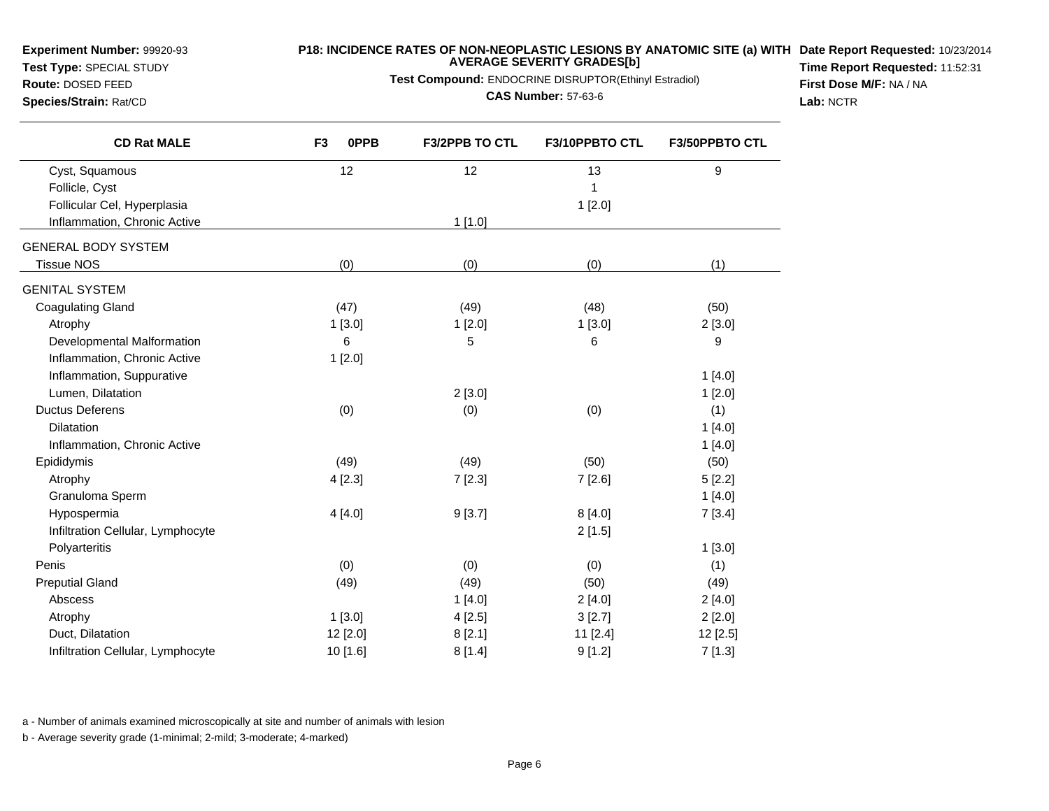**Experiment Number:** 99920-93
**Test Type:** SPECIAL STUDY
**Route:** DOSED FEED
**Species/Strain:** Rat/CD

**P18: INCIDENCE RATES OF NON-NEOPLASTIC LESIONS BY ANATOMIC SITE (a) WITH AVERAGE SEVERITY GRADES[b]**

**Test Compound:** ENDOCRINE DISRUPTOR(Ethinyl Estradiol)

**CAS Number:** 57-63-6

**Date Report Requested:** 10/23/2014
**Time Report Requested:** 11:52:31
**First Dose M/F:** NA / NA
**Lab:** NCTR

| CD Rat MALE | F3 0PPB | F3/2PPB TO CTL | F3/10PPBTO CTL | F3/50PPBTO CTL |
|---|---|---|---|---|
| Cyst, Squamous | 12 | 12 | 13 | 9 |
| Follicle, Cyst | | | 1 | |
| Follicular Cel, Hyperplasia | | | 1 [2.0] | |
| Inflammation, Chronic Active | | 1 [1.0] | | |
| GENERAL BODY SYSTEM | | | | |
| Tissue NOS | (0) | (0) | (0) | (1) |
| GENITAL SYSTEM | | | | |
| Coagulating Gland | (47) | (49) | (48) | (50) |
| Atrophy | 1 [3.0] | 1 [2.0] | 1 [3.0] | 2 [3.0] |
| Developmental Malformation | 6 | 5 | 6 | 9 |
| Inflammation, Chronic Active | 1 [2.0] | | | |
| Inflammation, Suppurative | | | | 1 [4.0] |
| Lumen, Dilatation | | 2 [3.0] | | 1 [2.0] |
| Ductus Deferens | (0) | (0) | (0) | (1) |
| Dilatation | | | | 1 [4.0] |
| Inflammation, Chronic Active | | | | 1 [4.0] |
| Epididymis | (49) | (49) | (50) | (50) |
| Atrophy | 4 [2.3] | 7 [2.3] | 7 [2.6] | 5 [2.2] |
| Granuloma Sperm | | | | 1 [4.0] |
| Hypospermia | 4 [4.0] | 9 [3.7] | 8 [4.0] | 7 [3.4] |
| Infiltration Cellular, Lymphocyte | | | 2 [1.5] | |
| Polyarteritis | | | | 1 [3.0] |
| Penis | (0) | (0) | (0) | (1) |
| Preputial Gland | (49) | (49) | (50) | (49) |
| Abscess | | 1 [4.0] | 2 [4.0] | 2 [4.0] |
| Atrophy | 1 [3.0] | 4 [2.5] | 3 [2.7] | 2 [2.0] |
| Duct, Dilatation | 12 [2.0] | 8 [2.1] | 11 [2.4] | 12 [2.5] |
| Infiltration Cellular, Lymphocyte | 10 [1.6] | 8 [1.4] | 9 [1.2] | 7 [1.3] |

a - Number of animals examined microscopically at site and number of animals with lesion

b - Average severity grade (1-minimal; 2-mild; 3-moderate; 4-marked)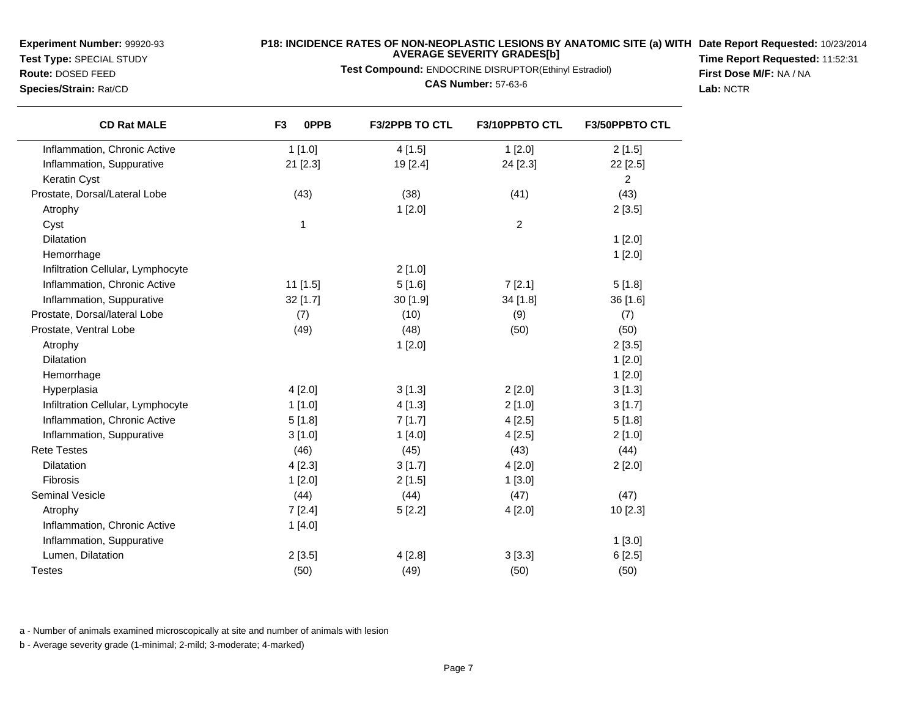**Experiment Number:** 99920-93
**Test Type:** SPECIAL STUDY
**Route:** DOSED FEED
**Species/Strain:** Rat/CD

**P18: INCIDENCE RATES OF NON-NEOPLASTIC LESIONS BY ANATOMIC SITE (a) WITH AVERAGE SEVERITY GRADES[b]**
**Test Compound:** ENDOCRINE DISRUPTOR(Ethinyl Estradiol)
**CAS Number:** 57-63-6

**Date Report Requested:** 10/23/2014
**Time Report Requested:** 11:52:31
**First Dose M/F:** NA / NA
**Lab:** NCTR

| CD Rat MALE | F3 0PPB | F3/2PPB TO CTL | F3/10PPBTO CTL | F3/50PPBTO CTL |
|---|---|---|---|---|
| Inflammation, Chronic Active | 1 [1.0] | 4 [1.5] | 1 [2.0] | 2 [1.5] |
| Inflammation, Suppurative | 21 [2.3] | 19 [2.4] | 24 [2.3] | 22 [2.5] |
| Keratin Cyst | | | | 2 |
| Prostate, Dorsal/Lateral Lobe | (43) | (38) | (41) | (43) |
| Atrophy | | 1 [2.0] | | 2 [3.5] |
| Cyst | 1 | | 2 | |
| Dilatation | | | | 1 [2.0] |
| Hemorrhage | | | | 1 [2.0] |
| Infiltration Cellular, Lymphocyte | | 2 [1.0] | | |
| Inflammation, Chronic Active | 11 [1.5] | 5 [1.6] | 7 [2.1] | 5 [1.8] |
| Inflammation, Suppurative | 32 [1.7] | 30 [1.9] | 34 [1.8] | 36 [1.6] |
| Prostate, Dorsal/lateral Lobe | (7) | (10) | (9) | (7) |
| Prostate, Ventral Lobe | (49) | (48) | (50) | (50) |
| Atrophy | | 1 [2.0] | | 2 [3.5] |
| Dilatation | | | | 1 [2.0] |
| Hemorrhage | | | | 1 [2.0] |
| Hyperplasia | 4 [2.0] | 3 [1.3] | 2 [2.0] | 3 [1.3] |
| Infiltration Cellular, Lymphocyte | 1 [1.0] | 4 [1.3] | 2 [1.0] | 3 [1.7] |
| Inflammation, Chronic Active | 5 [1.8] | 7 [1.7] | 4 [2.5] | 5 [1.8] |
| Inflammation, Suppurative | 3 [1.0] | 1 [4.0] | 4 [2.5] | 2 [1.0] |
| Rete Testes | (46) | (45) | (43) | (44) |
| Dilatation | 4 [2.3] | 3 [1.7] | 4 [2.0] | 2 [2.0] |
| Fibrosis | 1 [2.0] | 2 [1.5] | 1 [3.0] | |
| Seminal Vesicle | (44) | (44) | (47) | (47) |
| Atrophy | 7 [2.4] | 5 [2.2] | 4 [2.0] | 10 [2.3] |
| Inflammation, Chronic Active | 1 [4.0] | | | |
| Inflammation, Suppurative | | | | 1 [3.0] |
| Lumen, Dilatation | 2 [3.5] | 4 [2.8] | 3 [3.3] | 6 [2.5] |
| Testes | (50) | (49) | (50) | (50) |

a - Number of animals examined microscopically at site and number of animals with lesion

b - Average severity grade (1-minimal; 2-mild; 3-moderate; 4-marked)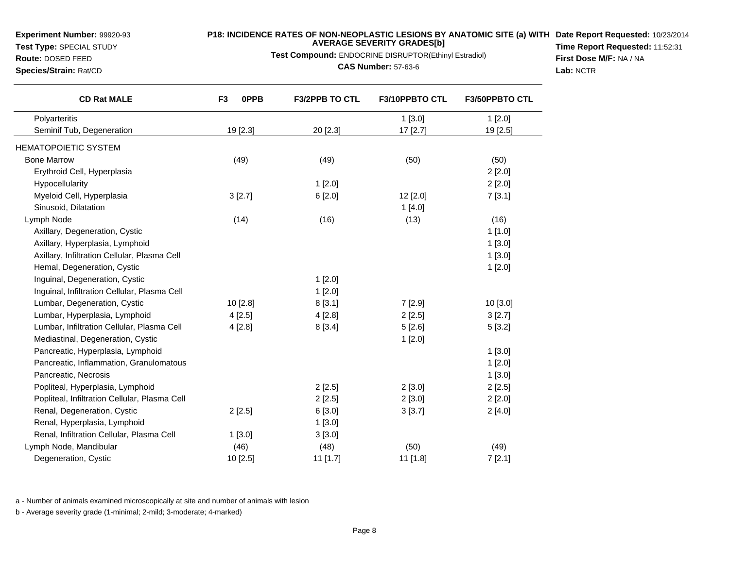**Experiment Number:** 99920-93
**Test Type:** SPECIAL STUDY
**Route:** DOSED FEED
**Species/Strain:** Rat/CD

**P18: INCIDENCE RATES OF NON-NEOPLASTIC LESIONS BY ANATOMIC SITE (a) WITH AVERAGE SEVERITY GRADES[b]**

**Test Compound:** ENDOCRINE DISRUPTOR(Ethinyl Estradiol)

**CAS Number:** 57-63-6

**Date Report Requested:** 10/23/2014
**Time Report Requested:** 11:52:31
**First Dose M/F:** NA / NA
**Lab:** NCTR

| CD Rat MALE | F3 0PPB | F3/2PPB TO CTL | F3/10PPBTO CTL | F3/50PPBTO CTL |
|---|---|---|---|---|
| Polyarteritis | | | 1 [3.0] | 1 [2.0] |
| Seminif Tub, Degeneration | 19 [2.3] | 20 [2.3] | 17 [2.7] | 19 [2.5] |
| HEMATOPOIETIC SYSTEM | | | | |
| Bone Marrow | (49) | (49) | (50) | (50) |
| Erythroid Cell, Hyperplasia | | | | 2 [2.0] |
| Hypocellularity | | 1 [2.0] | | 2 [2.0] |
| Myeloid Cell, Hyperplasia | 3 [2.7] | 6 [2.0] | 12 [2.0] | 7 [3.1] |
| Sinusoid, Dilatation | | | 1 [4.0] | |
| Lymph Node | (14) | (16) | (13) | (16) |
| Axillary, Degeneration, Cystic | | | | 1 [1.0] |
| Axillary, Hyperplasia, Lymphoid | | | | 1 [3.0] |
| Axillary, Infiltration Cellular, Plasma Cell | | | | 1 [3.0] |
| Hemal, Degeneration, Cystic | | | | 1 [2.0] |
| Inguinal, Degeneration, Cystic | | 1 [2.0] | | |
| Inguinal, Infiltration Cellular, Plasma Cell | | 1 [2.0] | | |
| Lumbar, Degeneration, Cystic | 10 [2.8] | 8 [3.1] | 7 [2.9] | 10 [3.0] |
| Lumbar, Hyperplasia, Lymphoid | 4 [2.5] | 4 [2.8] | 2 [2.5] | 3 [2.7] |
| Lumbar, Infiltration Cellular, Plasma Cell | 4 [2.8] | 8 [3.4] | 5 [2.6] | 5 [3.2] |
| Mediastinal, Degeneration, Cystic | | | 1 [2.0] | |
| Pancreatic, Hyperplasia, Lymphoid | | | | 1 [3.0] |
| Pancreatic, Inflammation, Granulomatous | | | | 1 [2.0] |
| Pancreatic, Necrosis | | | | 1 [3.0] |
| Popliteal, Hyperplasia, Lymphoid | | 2 [2.5] | 2 [3.0] | 2 [2.5] |
| Popliteal, Infiltration Cellular, Plasma Cell | | 2 [2.5] | 2 [3.0] | 2 [2.0] |
| Renal, Degeneration, Cystic | 2 [2.5] | 6 [3.0] | 3 [3.7] | 2 [4.0] |
| Renal, Hyperplasia, Lymphoid | | 1 [3.0] | | |
| Renal, Infiltration Cellular, Plasma Cell | 1 [3.0] | 3 [3.0] | | |
| Lymph Node, Mandibular | (46) | (48) | (50) | (49) |
| Degeneration, Cystic | 10 [2.5] | 11 [1.7] | 11 [1.8] | 7 [2.1] |

a - Number of animals examined microscopically at site and number of animals with lesion

b - Average severity grade (1-minimal; 2-mild; 3-moderate; 4-marked)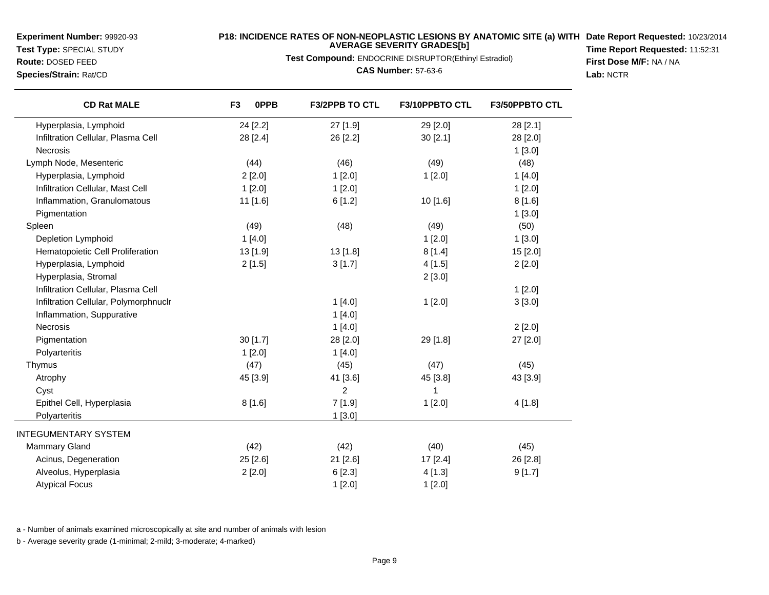Experiment Number: 99920-93
Test Type: SPECIAL STUDY
Route: DOSED FEED
Species/Strain: Rat/CD

**P18: INCIDENCE RATES OF NON-NEOPLASTIC LESIONS BY ANATOMIC SITE (a) WITH AVERAGE SEVERITY GRADES[b]**

**Test Compound:** ENDOCRINE DISRUPTOR(Ethinyl Estradiol)

**CAS Number:** 57-63-6

Date Report Requested: 10/23/2014
Time Report Requested: 11:52:31
First Dose M/F: NA / NA
Lab: NCTR

| CD Rat MALE | F3 0PPB | F3/2PPB TO CTL | F3/10PPBTO CTL | F3/50PPBTO CTL |
|---|---|---|---|---|
| Hyperplasia, Lymphoid | 24 [2.2] | 27 [1.9] | 29 [2.0] | 28 [2.1] |
| Infiltration Cellular, Plasma Cell | 28 [2.4] | 26 [2.2] | 30 [2.1] | 28 [2.0] |
| Necrosis | | | | 1 [3.0] |
| Lymph Node, Mesenteric | (44) | (46) | (49) | (48) |
| Hyperplasia, Lymphoid | 2 [2.0] | 1 [2.0] | 1 [2.0] | 1 [4.0] |
| Infiltration Cellular, Mast Cell | 1 [2.0] | 1 [2.0] | | 1 [2.0] |
| Inflammation, Granulomatous | 11 [1.6] | 6 [1.2] | 10 [1.6] | 8 [1.6] |
| Pigmentation | | | | 1 [3.0] |
| Spleen | (49) | (48) | (49) | (50) |
| Depletion Lymphoid | 1 [4.0] | | 1 [2.0] | 1 [3.0] |
| Hematopoietic Cell Proliferation | 13 [1.9] | 13 [1.8] | 8 [1.4] | 15 [2.0] |
| Hyperplasia, Lymphoid | 2 [1.5] | 3 [1.7] | 4 [1.5] | 2 [2.0] |
| Hyperplasia, Stromal | | | 2 [3.0] | |
| Infiltration Cellular, Plasma Cell | | | | 1 [2.0] |
| Infiltration Cellular, Polymorphnuclr | | 1 [4.0] | 1 [2.0] | 3 [3.0] |
| Inflammation, Suppurative | | 1 [4.0] | | |
| Necrosis | | 1 [4.0] | | 2 [2.0] |
| Pigmentation | 30 [1.7] | 28 [2.0] | 29 [1.8] | 27 [2.0] |
| Polyarteritis | 1 [2.0] | 1 [4.0] | | |
| Thymus | (47) | (45) | (47) | (45) |
| Atrophy | 45 [3.9] | 41 [3.6] | 45 [3.8] | 43 [3.9] |
| Cyst | | 2 | 1 | |
| Epithel Cell, Hyperplasia | 8 [1.6] | 7 [1.9] | 1 [2.0] | 4 [1.8] |
| Polyarteritis | | 1 [3.0] | | |
| INTEGUMENTARY SYSTEM | | | | |
| Mammary Gland | (42) | (42) | (40) | (45) |
| Acinus, Degeneration | 25 [2.6] | 21 [2.6] | 17 [2.4] | 26 [2.8] |
| Alveolus, Hyperplasia | 2 [2.0] | 6 [2.3] | 4 [1.3] | 9 [1.7] |
| Atypical Focus | | 1 [2.0] | 1 [2.0] | |

a - Number of animals examined microscopically at site and number of animals with lesion

b - Average severity grade (1-minimal; 2-mild; 3-moderate; 4-marked)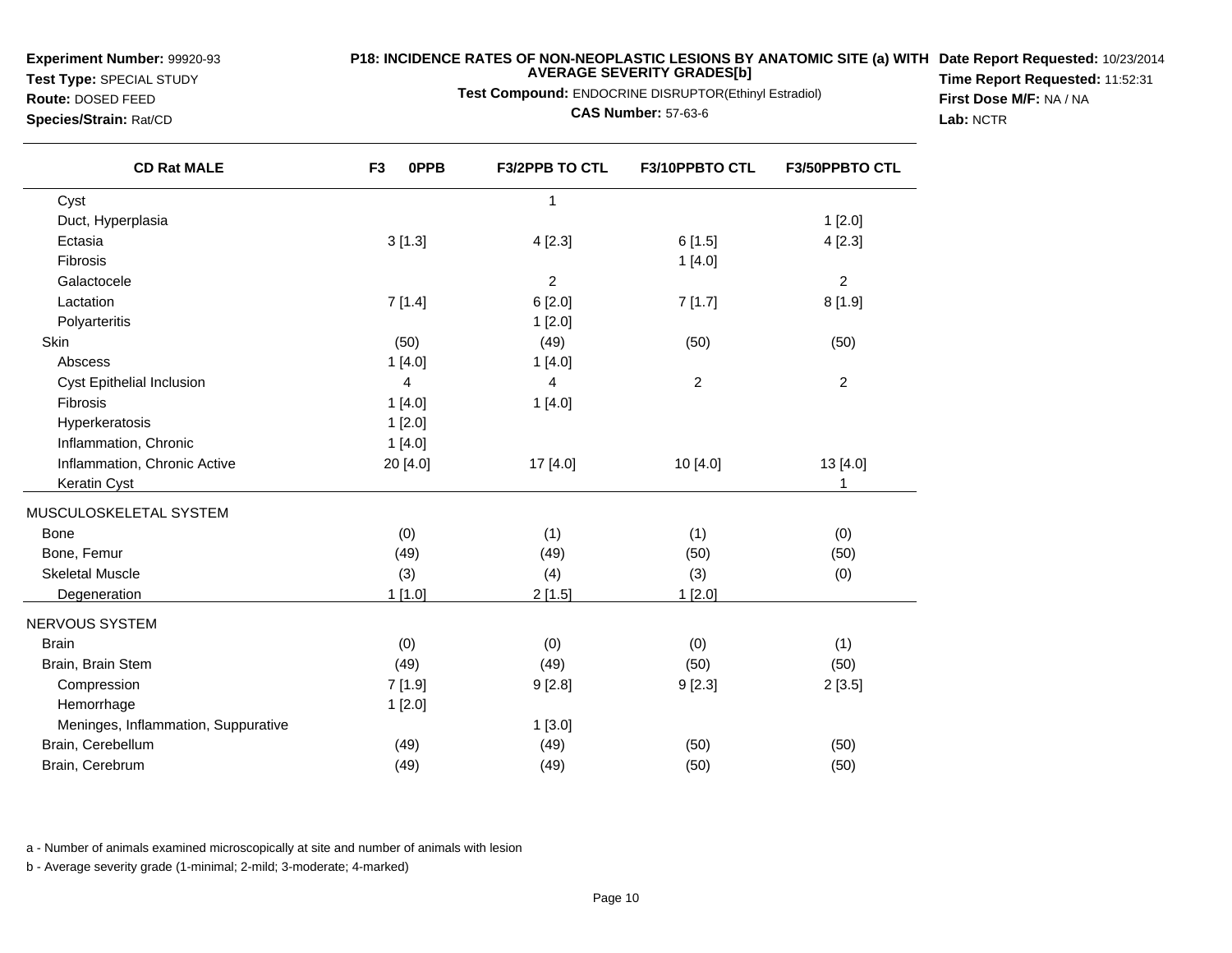**Experiment Number:** 99920-93
**Test Type:** SPECIAL STUDY
**Route:** DOSED FEED
**Species/Strain:** Rat/CD

**P18: INCIDENCE RATES OF NON-NEOPLASTIC LESIONS BY ANATOMIC SITE (a) WITH AVERAGE SEVERITY GRADES[b]**
**Test Compound:** ENDOCRINE DISRUPTOR(Ethinyl Estradiol)
**CAS Number:** 57-63-6

**Date Report Requested:** 10/23/2014
**Time Report Requested:** 11:52:31
**First Dose M/F:** NA / NA
**Lab:** NCTR

| CD Rat MALE | F3 0PPB | F3/2PPB TO CTL | F3/10PPBTO CTL | F3/50PPBTO CTL |
|---|---|---|---|---|
| Cyst | | 1 | | |
| Duct, Hyperplasia | | | | 1 [2.0] |
| Ectasia | 3 [1.3] | 4 [2.3] | 6 [1.5] | 4 [2.3] |
| Fibrosis | | | 1 [4.0] | |
| Galactocele | | 2 | | 2 |
| Lactation | 7 [1.4] | 6 [2.0] | 7 [1.7] | 8 [1.9] |
| Polyarteritis | | 1 [2.0] | | |
| Skin | (50) | (49) | (50) | (50) |
| Abscess | 1 [4.0] | 1 [4.0] | | |
| Cyst Epithelial Inclusion | 4 | 4 | 2 | 2 |
| Fibrosis | 1 [4.0] | 1 [4.0] | | |
| Hyperkeratosis | 1 [2.0] | | | |
| Inflammation, Chronic | 1 [4.0] | | | |
| Inflammation, Chronic Active | 20 [4.0] | 17 [4.0] | 10 [4.0] | 13 [4.0] |
| Keratin Cyst | | | | 1 |
| MUSCULOSKELETAL SYSTEM | | | | |
| Bone | (0) | (1) | (1) | (0) |
| Bone, Femur | (49) | (49) | (50) | (50) |
| Skeletal Muscle | (3) | (4) | (3) | (0) |
| Degeneration | 1 [1.0] | 2 [1.5] | 1 [2.0] | |
| NERVOUS SYSTEM | | | | |
| Brain | (0) | (0) | (0) | (1) |
| Brain, Brain Stem | (49) | (49) | (50) | (50) |
| Compression | 7 [1.9] | 9 [2.8] | 9 [2.3] | 2 [3.5] |
| Hemorrhage | 1 [2.0] | | | |
| Meninges, Inflammation, Suppurative | | 1 [3.0] | | |
| Brain, Cerebellum | (49) | (49) | (50) | (50) |
| Brain, Cerebrum | (49) | (49) | (50) | (50) |

a - Number of animals examined microscopically at site and number of animals with lesion

b - Average severity grade (1-minimal; 2-mild; 3-moderate; 4-marked)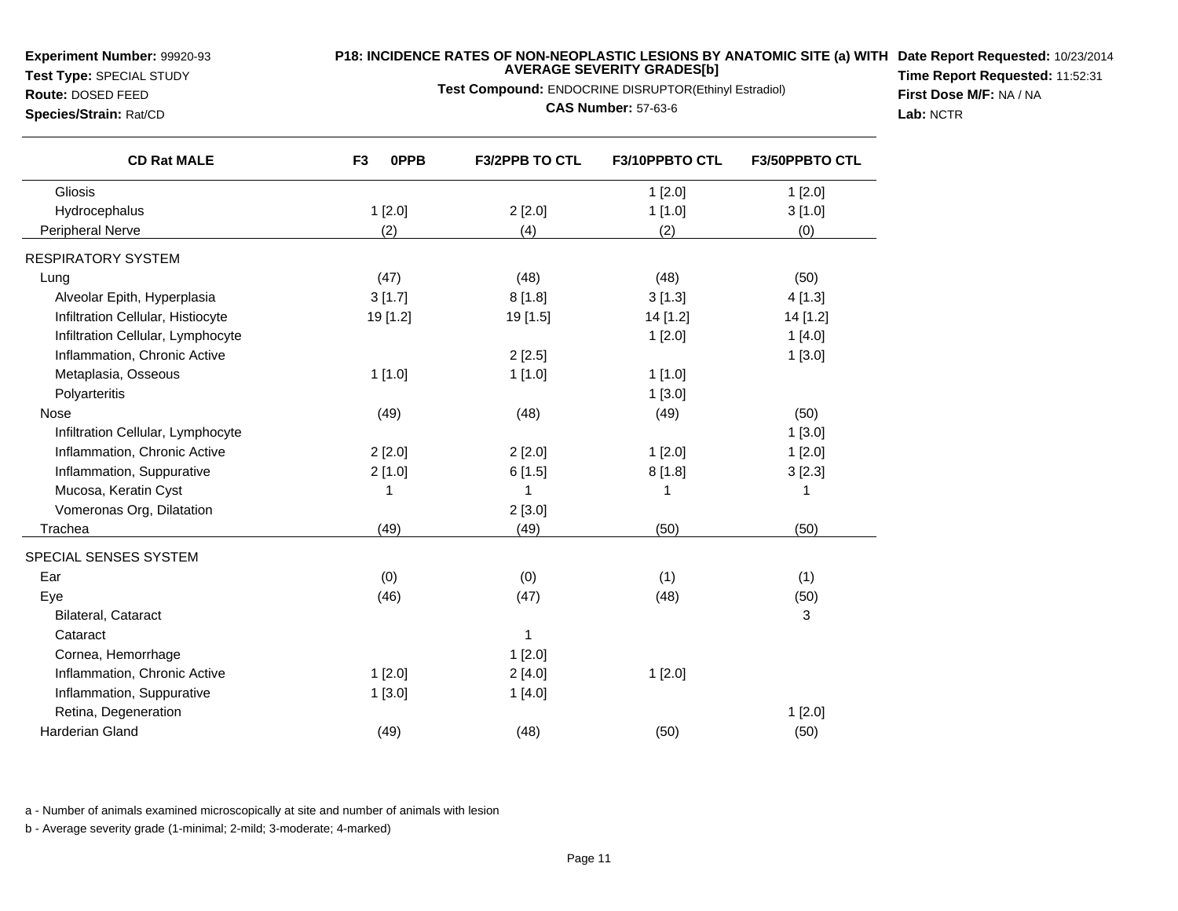**Experiment Number:** 99920-93
**Test Type:** SPECIAL STUDY
**Route:** DOSED FEED
**Species/Strain:** Rat/CD

**P18: INCIDENCE RATES OF NON-NEOPLASTIC LESIONS BY ANATOMIC SITE (a) WITH AVERAGE SEVERITY GRADES[b]**

**Test Compound:** ENDOCRINE DISRUPTOR(Ethinyl Estradiol)

**CAS Number:** 57-63-6

**Date Report Requested:** 10/23/2014
**Time Report Requested:** 11:52:31
**First Dose M/F:** NA / NA
**Lab:** NCTR

| CD Rat MALE | F3 0PPB | F3/2PPB TO CTL | F3/10PPBTO CTL | F3/50PPBTO CTL |
|---|---|---|---|---|
| Gliosis | | | 1 [2.0] | 1 [2.0] |
| Hydrocephalus | 1 [2.0] | 2 [2.0] | 1 [1.0] | 3 [1.0] |
| Peripheral Nerve | (2) | (4) | (2) | (0) |
| RESPIRATORY SYSTEM | | | | |
| Lung | (47) | (48) | (48) | (50) |
| Alveolar Epith, Hyperplasia | 3 [1.7] | 8 [1.8] | 3 [1.3] | 4 [1.3] |
| Infiltration Cellular, Histiocyte | 19 [1.2] | 19 [1.5] | 14 [1.2] | 14 [1.2] |
| Infiltration Cellular, Lymphocyte | | | 1 [2.0] | 1 [4.0] |
| Inflammation, Chronic Active | | 2 [2.5] | | 1 [3.0] |
| Metaplasia, Osseous | 1 [1.0] | 1 [1.0] | 1 [1.0] | |
| Polyarteritis | | | 1 [3.0] | |
| Nose | (49) | (48) | (49) | (50) |
| Infiltration Cellular, Lymphocyte | | | | 1 [3.0] |
| Inflammation, Chronic Active | 2 [2.0] | 2 [2.0] | 1 [2.0] | 1 [2.0] |
| Inflammation, Suppurative | 2 [1.0] | 6 [1.5] | 8 [1.8] | 3 [2.3] |
| Mucosa, Keratin Cyst | 1 | 1 | 1 | 1 |
| Vomeronas Org, Dilatation | | 2 [3.0] | | |
| Trachea | (49) | (49) | (50) | (50) |
| SPECIAL SENSES SYSTEM | | | | |
| Ear | (0) | (0) | (1) | (1) |
| Eye | (46) | (47) | (48) | (50) |
| Bilateral, Cataract | | | | 3 |
| Cataract | | 1 | | |
| Cornea, Hemorrhage | | 1 [2.0] | | |
| Inflammation, Chronic Active | 1 [2.0] | 2 [4.0] | 1 [2.0] | |
| Inflammation, Suppurative | 1 [3.0] | 1 [4.0] | | |
| Retina, Degeneration | | | | 1 [2.0] |
| Harderian Gland | (49) | (48) | (50) | (50) |

a - Number of animals examined microscopically at site and number of animals with lesion

b - Average severity grade (1-minimal; 2-mild; 3-moderate; 4-marked)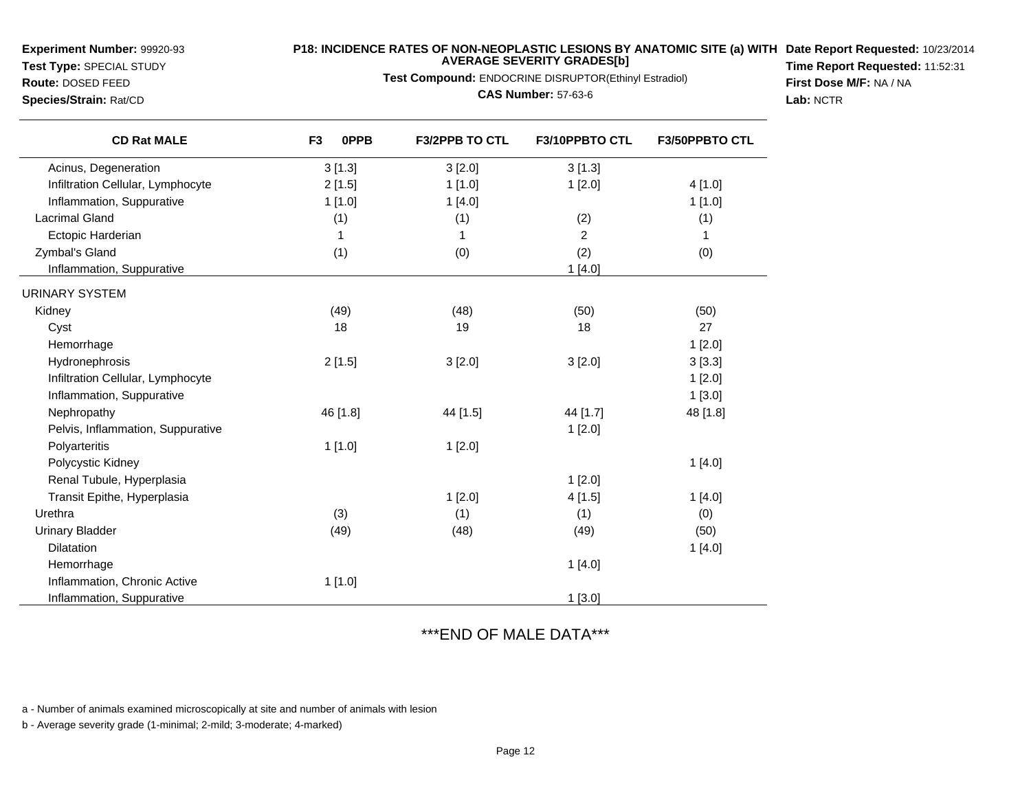**Experiment Number:** 99920-93
**Test Type:** SPECIAL STUDY
**Route:** DOSED FEED
**Species/Strain:** Rat/CD

**P18: INCIDENCE RATES OF NON-NEOPLASTIC LESIONS BY ANATOMIC SITE (a) WITH AVERAGE SEVERITY GRADES[b]**
**Test Compound:** ENDOCRINE DISRUPTOR(Ethinyl Estradiol)
**CAS Number:** 57-63-6

**Date Report Requested:** 10/23/2014
**Time Report Requested:** 11:52:31
**First Dose M/F:** NA / NA
**Lab:** NCTR

| CD Rat MALE | F3 0PPB | F3/2PPB TO CTL | F3/10PPBTO CTL | F3/50PPBTO CTL |
|---|---|---|---|---|
| Acinus, Degeneration | 3 [1.3] | 3 [2.0] | 3 [1.3] | |
| Infiltration Cellular, Lymphocyte | 2 [1.5] | 1 [1.0] | 1 [2.0] | 4 [1.0] |
| Inflammation, Suppurative | 1 [1.0] | 1 [4.0] | | 1 [1.0] |
| Lacrimal Gland | (1) | (1) | (2) | (1) |
| Ectopic Harderian | 1 | 1 | 2 | 1 |
| Zymbal's Gland | (1) | (0) | (2) | (0) |
| Inflammation, Suppurative | | | 1 [4.0] | |
| URINARY SYSTEM | | | | |
| Kidney | (49) | (48) | (50) | (50) |
| Cyst | 18 | 19 | 18 | 27 |
| Hemorrhage | | | | 1 [2.0] |
| Hydronephrosis | 2 [1.5] | 3 [2.0] | 3 [2.0] | 3 [3.3] |
| Infiltration Cellular, Lymphocyte | | | | 1 [2.0] |
| Inflammation, Suppurative | | | | 1 [3.0] |
| Nephropathy | 46 [1.8] | 44 [1.5] | 44 [1.7] | 48 [1.8] |
| Pelvis, Inflammation, Suppurative | | | 1 [2.0] | |
| Polyarteritis | 1 [1.0] | 1 [2.0] | | |
| Polycystic Kidney | | | | 1 [4.0] |
| Renal Tubule, Hyperplasia | | | 1 [2.0] | |
| Transit Epithe, Hyperplasia | | 1 [2.0] | 4 [1.5] | 1 [4.0] |
| Urethra | (3) | (1) | (1) | (0) |
| Urinary Bladder | (49) | (48) | (49) | (50) |
| Dilatation | | | | 1 [4.0] |
| Hemorrhage | | | 1 [4.0] | |
| Inflammation, Chronic Active | 1 [1.0] | | | |
| Inflammation, Suppurative | | | 1 [3.0] | |

***END OF MALE DATA***

a - Number of animals examined microscopically at site and number of animals with lesion

b - Average severity grade (1-minimal; 2-mild; 3-moderate; 4-marked)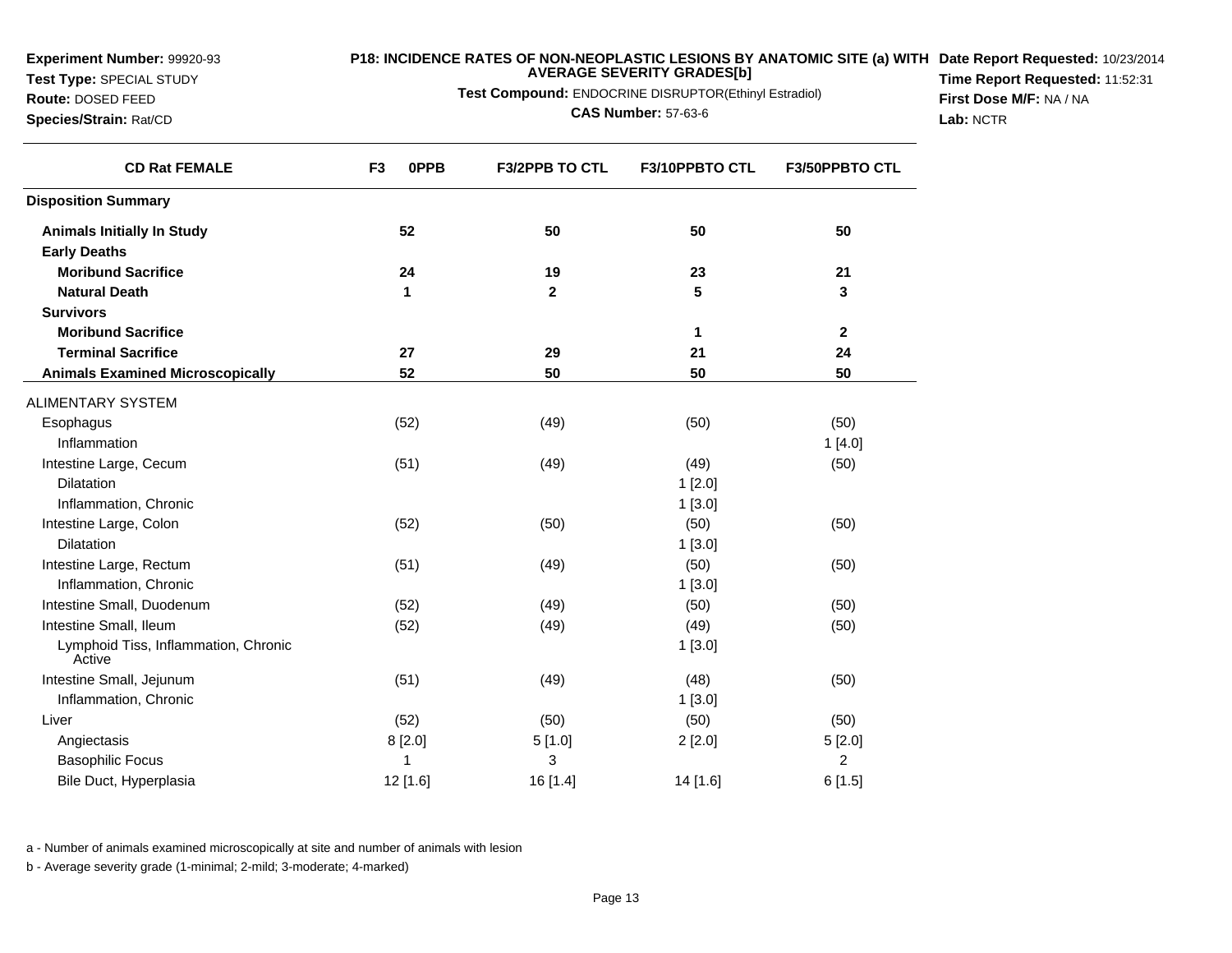**Experiment Number:** 99920-93
**Test Type:** SPECIAL STUDY
**Route:** DOSED FEED
**Species/Strain:** Rat/CD

**P18: INCIDENCE RATES OF NON-NEOPLASTIC LESIONS BY ANATOMIC SITE (a) WITH AVERAGE SEVERITY GRADES[b]**

**Test Compound:** ENDOCRINE DISRUPTOR(Ethinyl Estradiol)

**CAS Number:** 57-63-6

**Date Report Requested:** 10/23/2014
**Time Report Requested:** 11:52:31
**First Dose M/F:** NA / NA
**Lab:** NCTR

| CD Rat FEMALE | F3 0PPB | F3/2PPB TO CTL | F3/10PPBTO CTL | F3/50PPBTO CTL |
|---|---|---|---|---|
| **Disposition Summary** | | | | |
| **Animals Initially In Study** | **52** | **50** | **50** | **50** |
| **Early Deaths** | | | | |
| **Moribund Sacrifice** | **24** | **19** | **23** | **21** |
| **Natural Death** | **1** | **2** | **5** | **3** |
| **Survivors** | | | | |
| **Moribund Sacrifice** | | | **1** | **2** |
| **Terminal Sacrifice** | **27** | **29** | **21** | **24** |
| **Animals Examined Microscopically** | **52** | **50** | **50** | **50** |
| ALIMENTARY SYSTEM | | | | |
| Esophagus | (52) | (49) | (50) | (50) |
| Inflammation | | | | 1 [4.0] |
| Intestine Large, Cecum | (51) | (49) | (49) | (50) |
| Dilatation | | | 1 [2.0] | |
| Inflammation, Chronic | | | 1 [3.0] | |
| Intestine Large, Colon | (52) | (50) | (50) | (50) |
| Dilatation | | | 1 [3.0] | |
| Intestine Large, Rectum | (51) | (49) | (50) | (50) |
| Inflammation, Chronic | | | 1 [3.0] | |
| Intestine Small, Duodenum | (52) | (49) | (50) | (50) |
| Intestine Small, Ileum | (52) | (49) | (49) | (50) |
| Lymphoid Tiss, Inflammation, Chronic Active | | | 1 [3.0] | |
| Intestine Small, Jejunum | (51) | (49) | (48) | (50) |
| Inflammation, Chronic | | | 1 [3.0] | |
| Liver | (52) | (50) | (50) | (50) |
| Angiectasis | 8 [2.0] | 5 [1.0] | 2 [2.0] | 5 [2.0] |
| Basophilic Focus | 1 | 3 | | 2 |
| Bile Duct, Hyperplasia | 12 [1.6] | 16 [1.4] | 14 [1.6] | 6 [1.5] |

a - Number of animals examined microscopically at site and number of animals with lesion

b - Average severity grade (1-minimal; 2-mild; 3-moderate; 4-marked)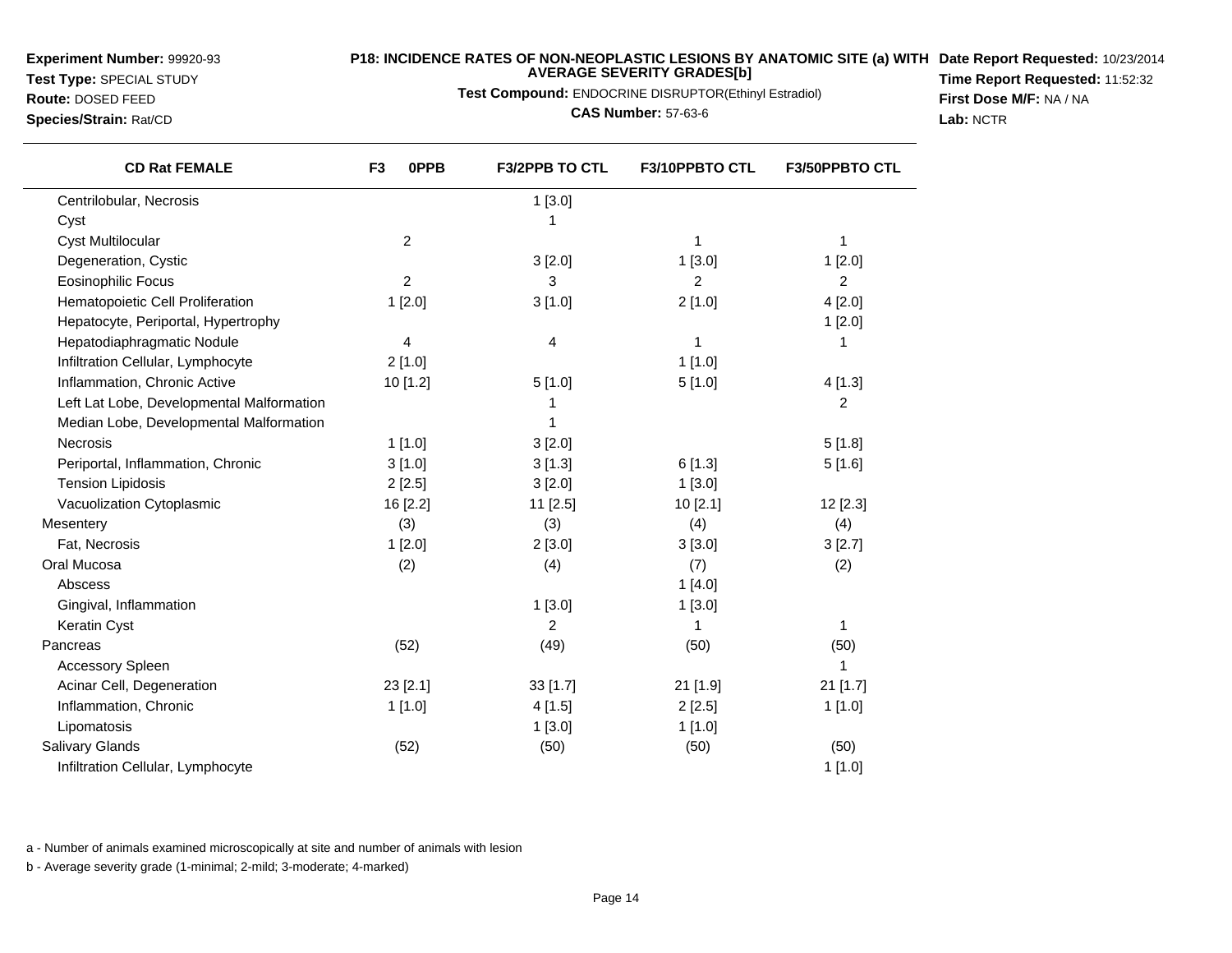**Experiment Number:** 99920-93
**Test Type:** SPECIAL STUDY
**Route:** DOSED FEED
**Species/Strain:** Rat/CD

**P18: INCIDENCE RATES OF NON-NEOPLASTIC LESIONS BY ANATOMIC SITE (a) WITH AVERAGE SEVERITY GRADES[b]**

**Test Compound:** ENDOCRINE DISRUPTOR(Ethinyl Estradiol)

**CAS Number:** 57-63-6

**Date Report Requested:** 10/23/2014
**Time Report Requested:** 11:52:32
**First Dose M/F:** NA / NA
**Lab:** NCTR

| CD Rat FEMALE | F3 0PPB | F3/2PPB TO CTL | F3/10PPBTO CTL | F3/50PPBTO CTL |
|---|---|---|---|---|
| Centrilobular, Necrosis | | 1 [3.0] | | |
| Cyst | | 1 | | |
| Cyst Multilocular | 2 | | 1 | 1 |
| Degeneration, Cystic | | 3 [2.0] | 1 [3.0] | 1 [2.0] |
| Eosinophilic Focus | 2 | 3 | 2 | 2 |
| Hematopoietic Cell Proliferation | 1 [2.0] | 3 [1.0] | 2 [1.0] | 4 [2.0] |
| Hepatocyte, Periportal, Hypertrophy | | | | 1 [2.0] |
| Hepatodiaphragmatic Nodule | 4 | 4 | 1 | 1 |
| Infiltration Cellular, Lymphocyte | 2 [1.0] | | 1 [1.0] | |
| Inflammation, Chronic Active | 10 [1.2] | 5 [1.0] | 5 [1.0] | 4 [1.3] |
| Left Lat Lobe, Developmental Malformation | | 1 | | 2 |
| Median Lobe, Developmental Malformation | | 1 | | |
| Necrosis | 1 [1.0] | 3 [2.0] | | 5 [1.8] |
| Periportal, Inflammation, Chronic | 3 [1.0] | 3 [1.3] | 6 [1.3] | 5 [1.6] |
| Tension Lipidosis | 2 [2.5] | 3 [2.0] | 1 [3.0] | |
| Vacuolization Cytoplasmic | 16 [2.2] | 11 [2.5] | 10 [2.1] | 12 [2.3] |
| Mesentery | (3) | (3) | (4) | (4) |
| Fat, Necrosis | 1 [2.0] | 2 [3.0] | 3 [3.0] | 3 [2.7] |
| Oral Mucosa | (2) | (4) | (7) | (2) |
| Abscess | | | 1 [4.0] | |
| Gingival, Inflammation | | 1 [3.0] | 1 [3.0] | |
| Keratin Cyst | | 2 | 1 | 1 |
| Pancreas | (52) | (49) | (50) | (50) |
| Accessory Spleen | | | | 1 |
| Acinar Cell, Degeneration | 23 [2.1] | 33 [1.7] | 21 [1.9] | 21 [1.7] |
| Inflammation, Chronic | 1 [1.0] | 4 [1.5] | 2 [2.5] | 1 [1.0] |
| Lipomatosis | | 1 [3.0] | 1 [1.0] | |
| Salivary Glands | (52) | (50) | (50) | (50) |
| Infiltration Cellular, Lymphocyte | | | | 1 [1.0] |

a - Number of animals examined microscopically at site and number of animals with lesion

b - Average severity grade (1-minimal; 2-mild; 3-moderate; 4-marked)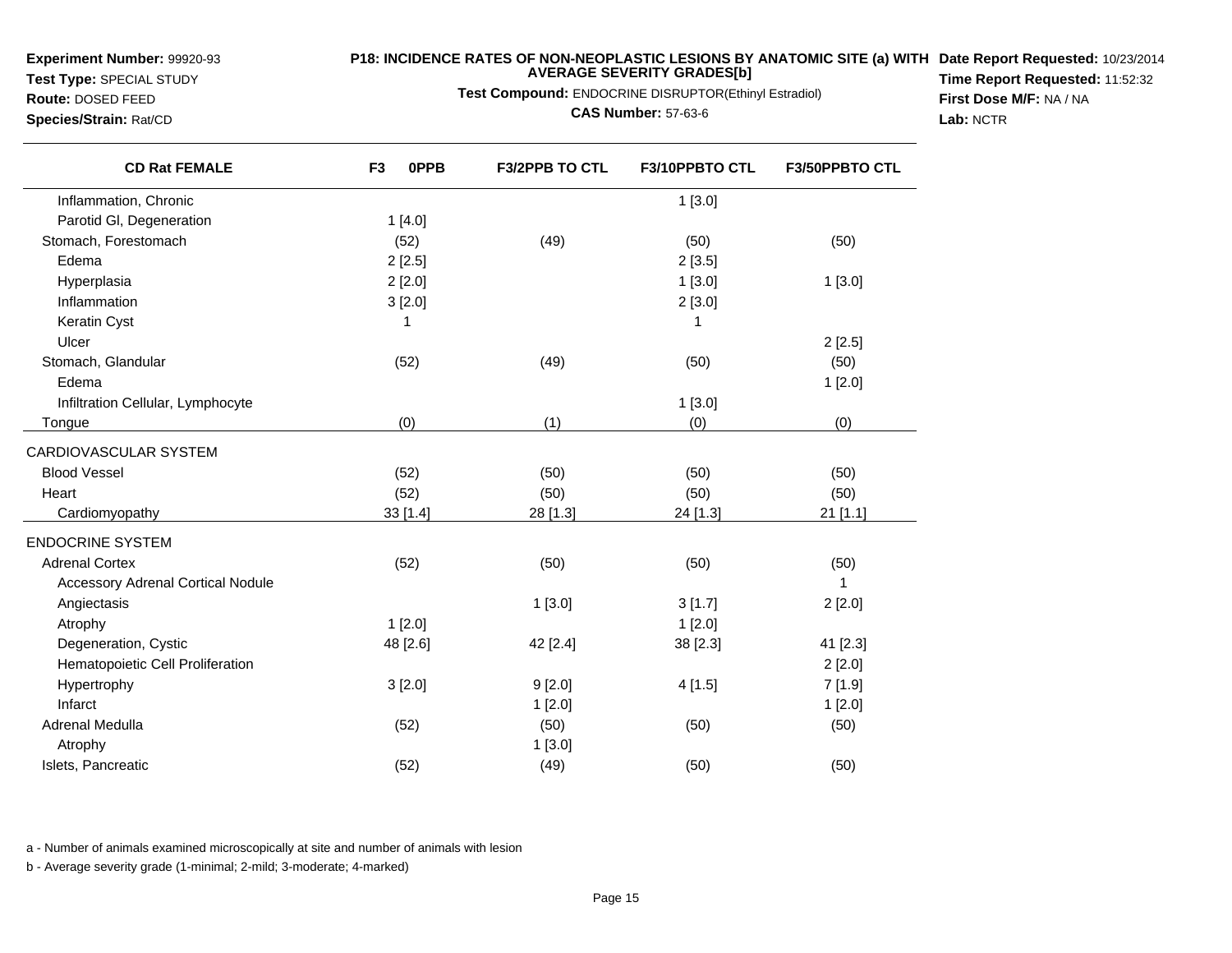**Experiment Number:** 99920-93
**Test Type:** SPECIAL STUDY
**Route:** DOSED FEED
**Species/Strain:** Rat/CD

**P18: INCIDENCE RATES OF NON-NEOPLASTIC LESIONS BY ANATOMIC SITE (a) WITH AVERAGE SEVERITY GRADES[b]**

**Test Compound:** ENDOCRINE DISRUPTOR(Ethinyl Estradiol)

**CAS Number:** 57-63-6

**Date Report Requested:** 10/23/2014
**Time Report Requested:** 11:52:32
**First Dose M/F:** NA / NA
**Lab:** NCTR

| CD Rat FEMALE | F3 0PPB | F3/2PPB TO CTL | F3/10PPBTO CTL | F3/50PPBTO CTL |
|---|---|---|---|---|
| Inflammation, Chronic | | | 1 [3.0] | |
| Parotid Gl, Degeneration | 1 [4.0] | | | |
| Stomach, Forestomach | (52) | (49) | (50) | (50) |
| Edema | 2 [2.5] | | 2 [3.5] | |
| Hyperplasia | 2 [2.0] | | 1 [3.0] | 1 [3.0] |
| Inflammation | 3 [2.0] | | 2 [3.0] | |
| Keratin Cyst | 1 | | 1 | |
| Ulcer | | | | 2 [2.5] |
| Stomach, Glandular | (52) | (49) | (50) | (50) |
| Edema | | | | 1 [2.0] |
| Infiltration Cellular, Lymphocyte | | | 1 [3.0] | |
| Tongue | (0) | (1) | (0) | (0) |
| CARDIOVASCULAR SYSTEM | | | | |
| Blood Vessel | (52) | (50) | (50) | (50) |
| Heart | (52) | (50) | (50) | (50) |
| Cardiomyopathy | 33 [1.4] | 28 [1.3] | 24 [1.3] | 21 [1.1] |
| ENDOCRINE SYSTEM | | | | |
| Adrenal Cortex | (52) | (50) | (50) | (50) |
| Accessory Adrenal Cortical Nodule | | | | 1 |
| Angiectasis | | 1 [3.0] | 3 [1.7] | 2 [2.0] |
| Atrophy | 1 [2.0] | | 1 [2.0] | |
| Degeneration, Cystic | 48 [2.6] | 42 [2.4] | 38 [2.3] | 41 [2.3] |
| Hematopoietic Cell Proliferation | | | | 2 [2.0] |
| Hypertrophy | 3 [2.0] | 9 [2.0] | 4 [1.5] | 7 [1.9] |
| Infarct | | 1 [2.0] | | 1 [2.0] |
| Adrenal Medulla | (52) | (50) | (50) | (50) |
| Atrophy | | 1 [3.0] | | |
| Islets, Pancreatic | (52) | (49) | (50) | (50) |

a - Number of animals examined microscopically at site and number of animals with lesion

b - Average severity grade (1-minimal; 2-mild; 3-moderate; 4-marked)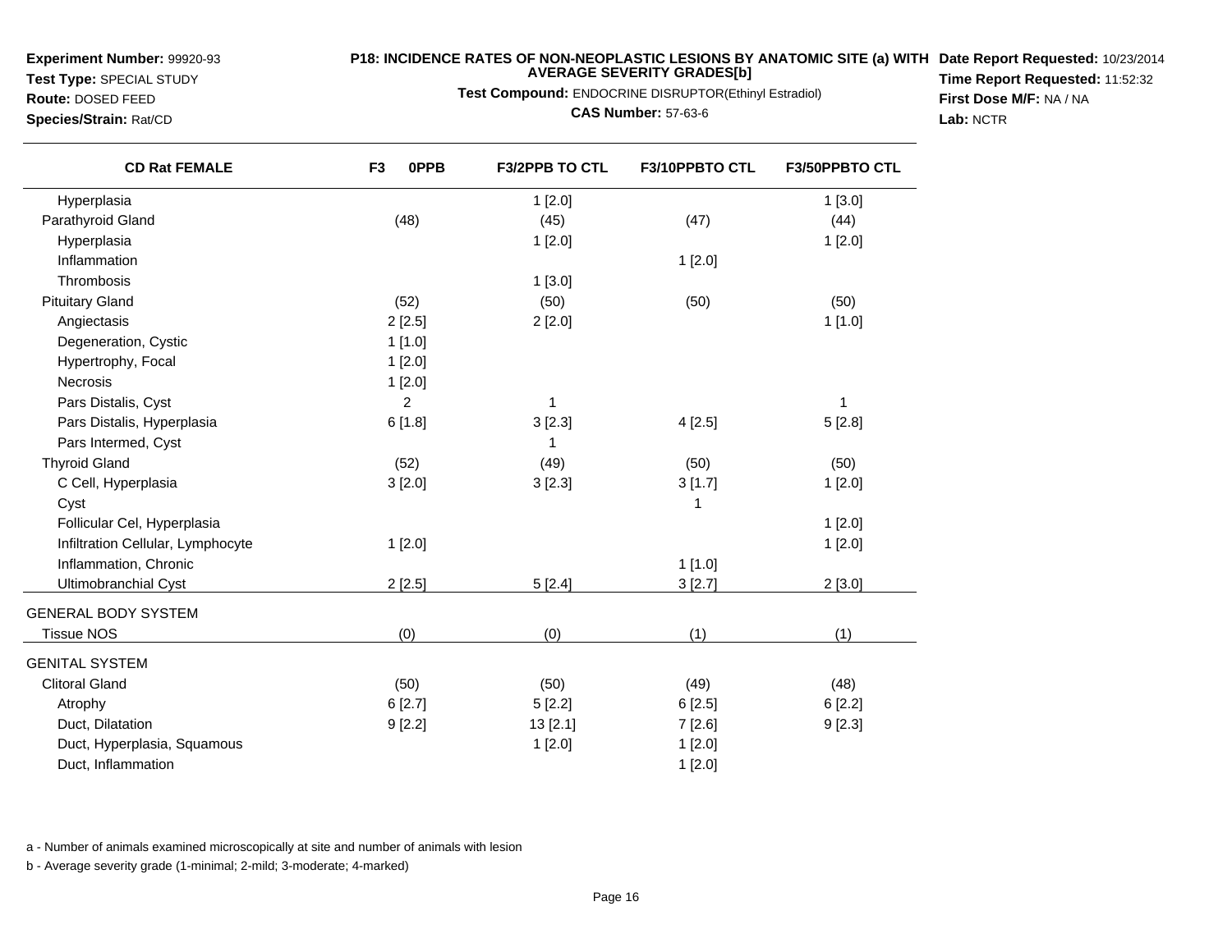**Experiment Number:** 99920-93
**Test Type:** SPECIAL STUDY
**Route:** DOSED FEED
**Species/Strain:** Rat/CD

**P18: INCIDENCE RATES OF NON-NEOPLASTIC LESIONS BY ANATOMIC SITE (a) WITH AVERAGE SEVERITY GRADES[b]**
**Test Compound:** ENDOCRINE DISRUPTOR(Ethinyl Estradiol)
**CAS Number:** 57-63-6

**Date Report Requested:** 10/23/2014
**Time Report Requested:** 11:52:32
**First Dose M/F:** NA / NA
**Lab:** NCTR

| CD Rat FEMALE | F3 0PPB | F3/2PPB TO CTL | F3/10PPBTO CTL | F3/50PPBTO CTL |
|---|---|---|---|---|
| Hyperplasia | | 1 [2.0] | | 1 [3.0] |
| Parathyroid Gland | (48) | (45) | (47) | (44) |
| Hyperplasia | | 1 [2.0] | | 1 [2.0] |
| Inflammation | | | 1 [2.0] | |
| Thrombosis | | 1 [3.0] | | |
| Pituitary Gland | (52) | (50) | (50) | (50) |
| Angiectasis | 2 [2.5] | 2 [2.0] | | 1 [1.0] |
| Degeneration, Cystic | 1 [1.0] | | | |
| Hypertrophy, Focal | 1 [2.0] | | | |
| Necrosis | 1 [2.0] | | | |
| Pars Distalis, Cyst | 2 | 1 | | 1 |
| Pars Distalis, Hyperplasia | 6 [1.8] | 3 [2.3] | 4 [2.5] | 5 [2.8] |
| Pars Intermed, Cyst | | 1 | | |
| Thyroid Gland | (52) | (49) | (50) | (50) |
| C Cell, Hyperplasia | 3 [2.0] | 3 [2.3] | 3 [1.7] | 1 [2.0] |
| Cyst | | | 1 | |
| Follicular Cel, Hyperplasia | | | | 1 [2.0] |
| Infiltration Cellular, Lymphocyte | 1 [2.0] | | | 1 [2.0] |
| Inflammation, Chronic | | | 1 [1.0] | |
| Ultimobranchial Cyst | 2 [2.5] | 5 [2.4] | 3 [2.7] | 2 [3.0] |
| GENERAL BODY SYSTEM | | | | |
| Tissue NOS | (0) | (0) | (1) | (1) |
| GENITAL SYSTEM | | | | |
| Clitoral Gland | (50) | (50) | (49) | (48) |
| Atrophy | 6 [2.7] | 5 [2.2] | 6 [2.5] | 6 [2.2] |
| Duct, Dilatation | 9 [2.2] | 13 [2.1] | 7 [2.6] | 9 [2.3] |
| Duct, Hyperplasia, Squamous | | 1 [2.0] | 1 [2.0] | |
| Duct, Inflammation | | | 1 [2.0] | |

a - Number of animals examined microscopically at site and number of animals with lesion

b - Average severity grade (1-minimal; 2-mild; 3-moderate; 4-marked)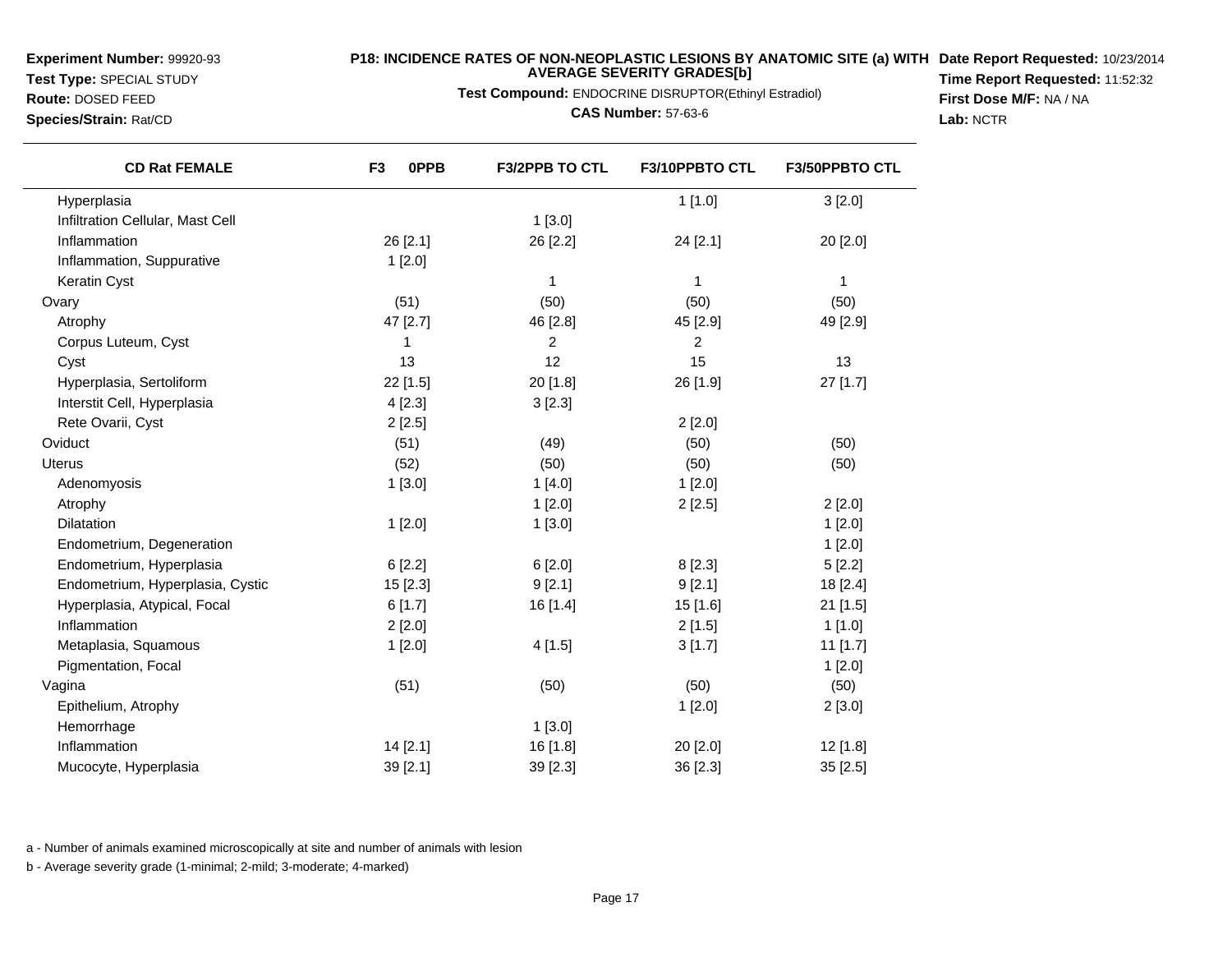**Experiment Number:** 99920-93
**Test Type:** SPECIAL STUDY
**Route:** DOSED FEED
**Species/Strain:** Rat/CD

**P18: INCIDENCE RATES OF NON-NEOPLASTIC LESIONS BY ANATOMIC SITE (a) WITH AVERAGE SEVERITY GRADES[b]**

**Test Compound:** ENDOCRINE DISRUPTOR(Ethinyl Estradiol)

**CAS Number:** 57-63-6

**Date Report Requested:** 10/23/2014
**Time Report Requested:** 11:52:32
**First Dose M/F:** NA / NA
**Lab:** NCTR

| CD Rat FEMALE | F3 0PPB | F3/2PPB TO CTL | F3/10PPBTO CTL | F3/50PPBTO CTL |
|---|---|---|---|---|
| Hyperplasia | | | 1 [1.0] | 3 [2.0] |
| Infiltration Cellular, Mast Cell | | 1 [3.0] | | |
| Inflammation | 26 [2.1] | 26 [2.2] | 24 [2.1] | 20 [2.0] |
| Inflammation, Suppurative | 1 [2.0] | | | |
| Keratin Cyst | | 1 | 1 | 1 |
| Ovary | (51) | (50) | (50) | (50) |
| Atrophy | 47 [2.7] | 46 [2.8] | 45 [2.9] | 49 [2.9] |
| Corpus Luteum, Cyst | 1 | 2 | 2 | |
| Cyst | 13 | 12 | 15 | 13 |
| Hyperplasia, Sertoliform | 22 [1.5] | 20 [1.8] | 26 [1.9] | 27 [1.7] |
| Interstit Cell, Hyperplasia | 4 [2.3] | 3 [2.3] | | |
| Rete Ovarii, Cyst | 2 [2.5] | | 2 [2.0] | |
| Oviduct | (51) | (49) | (50) | (50) |
| Uterus | (52) | (50) | (50) | (50) |
| Adenomyosis | 1 [3.0] | 1 [4.0] | 1 [2.0] | |
| Atrophy | | 1 [2.0] | 2 [2.5] | 2 [2.0] |
| Dilatation | 1 [2.0] | 1 [3.0] | | 1 [2.0] |
| Endometrium, Degeneration | | | | 1 [2.0] |
| Endometrium, Hyperplasia | 6 [2.2] | 6 [2.0] | 8 [2.3] | 5 [2.2] |
| Endometrium, Hyperplasia, Cystic | 15 [2.3] | 9 [2.1] | 9 [2.1] | 18 [2.4] |
| Hyperplasia, Atypical, Focal | 6 [1.7] | 16 [1.4] | 15 [1.6] | 21 [1.5] |
| Inflammation | 2 [2.0] | | 2 [1.5] | 1 [1.0] |
| Metaplasia, Squamous | 1 [2.0] | 4 [1.5] | 3 [1.7] | 11 [1.7] |
| Pigmentation, Focal | | | | 1 [2.0] |
| Vagina | (51) | (50) | (50) | (50) |
| Epithelium, Atrophy | | | 1 [2.0] | 2 [3.0] |
| Hemorrhage | | 1 [3.0] | | |
| Inflammation | 14 [2.1] | 16 [1.8] | 20 [2.0] | 12 [1.8] |
| Mucocyte, Hyperplasia | 39 [2.1] | 39 [2.3] | 36 [2.3] | 35 [2.5] |

a - Number of animals examined microscopically at site and number of animals with lesion

b - Average severity grade (1-minimal; 2-mild; 3-moderate; 4-marked)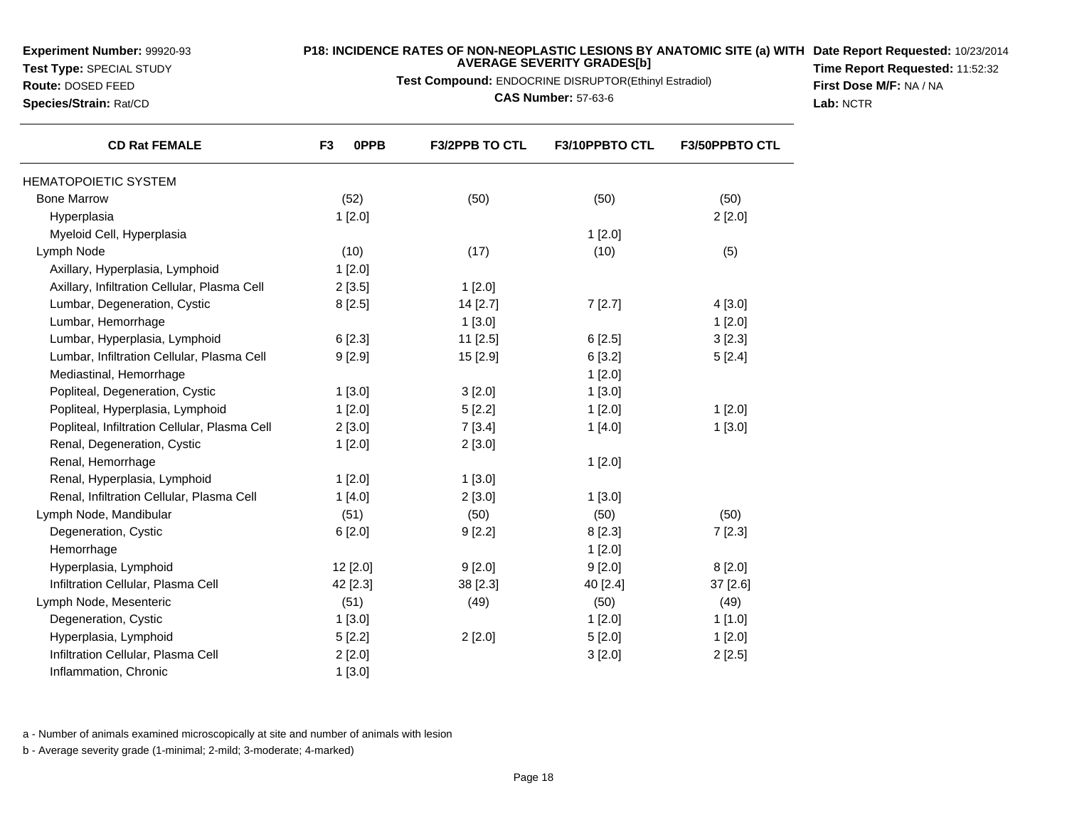**Experiment Number:** 99920-93
**Test Type:** SPECIAL STUDY
**Route:** DOSED FEED
**Species/Strain:** Rat/CD

**P18: INCIDENCE RATES OF NON-NEOPLASTIC LESIONS BY ANATOMIC SITE (a) WITH AVERAGE SEVERITY GRADES[b]**
**Test Compound:** ENDOCRINE DISRUPTOR(Ethinyl Estradiol)
**CAS Number:** 57-63-6

**Date Report Requested:** 10/23/2014
**Time Report Requested:** 11:52:32
**First Dose M/F:** NA / NA
**Lab:** NCTR

| CD Rat FEMALE | F3 0PPB | F3/2PPB TO CTL | F3/10PPBTO CTL | F3/50PPBTO CTL |
|---|---|---|---|---|
| HEMATOPOIETIC SYSTEM | | | | |
| Bone Marrow | (52) | (50) | (50) | (50) |
| Hyperplasia | 1 [2.0] | | | 2 [2.0] |
| Myeloid Cell, Hyperplasia | | | 1 [2.0] | |
| Lymph Node | (10) | (17) | (10) | (5) |
| Axillary, Hyperplasia, Lymphoid | 1 [2.0] | | | |
| Axillary, Infiltration Cellular, Plasma Cell | 2 [3.5] | 1 [2.0] | | |
| Lumbar, Degeneration, Cystic | 8 [2.5] | 14 [2.7] | 7 [2.7] | 4 [3.0] |
| Lumbar, Hemorrhage | | 1 [3.0] | | 1 [2.0] |
| Lumbar, Hyperplasia, Lymphoid | 6 [2.3] | 11 [2.5] | 6 [2.5] | 3 [2.3] |
| Lumbar, Infiltration Cellular, Plasma Cell | 9 [2.9] | 15 [2.9] | 6 [3.2] | 5 [2.4] |
| Mediastinal, Hemorrhage | | | 1 [2.0] | |
| Popliteal, Degeneration, Cystic | 1 [3.0] | 3 [2.0] | 1 [3.0] | |
| Popliteal, Hyperplasia, Lymphoid | 1 [2.0] | 5 [2.2] | 1 [2.0] | 1 [2.0] |
| Popliteal, Infiltration Cellular, Plasma Cell | 2 [3.0] | 7 [3.4] | 1 [4.0] | 1 [3.0] |
| Renal, Degeneration, Cystic | 1 [2.0] | 2 [3.0] | | |
| Renal, Hemorrhage | | | 1 [2.0] | |
| Renal, Hyperplasia, Lymphoid | 1 [2.0] | 1 [3.0] | | |
| Renal, Infiltration Cellular, Plasma Cell | 1 [4.0] | 2 [3.0] | 1 [3.0] | |
| Lymph Node, Mandibular | (51) | (50) | (50) | (50) |
| Degeneration, Cystic | 6 [2.0] | 9 [2.2] | 8 [2.3] | 7 [2.3] |
| Hemorrhage | | | 1 [2.0] | |
| Hyperplasia, Lymphoid | 12 [2.0] | 9 [2.0] | 9 [2.0] | 8 [2.0] |
| Infiltration Cellular, Plasma Cell | 42 [2.3] | 38 [2.3] | 40 [2.4] | 37 [2.6] |
| Lymph Node, Mesenteric | (51) | (49) | (50) | (49) |
| Degeneration, Cystic | 1 [3.0] | | 1 [2.0] | 1 [1.0] |
| Hyperplasia, Lymphoid | 5 [2.2] | 2 [2.0] | 5 [2.0] | 1 [2.0] |
| Infiltration Cellular, Plasma Cell | 2 [2.0] | | 3 [2.0] | 2 [2.5] |
| Inflammation, Chronic | 1 [3.0] | | | |

a - Number of animals examined microscopically at site and number of animals with lesion

b - Average severity grade (1-minimal; 2-mild; 3-moderate; 4-marked)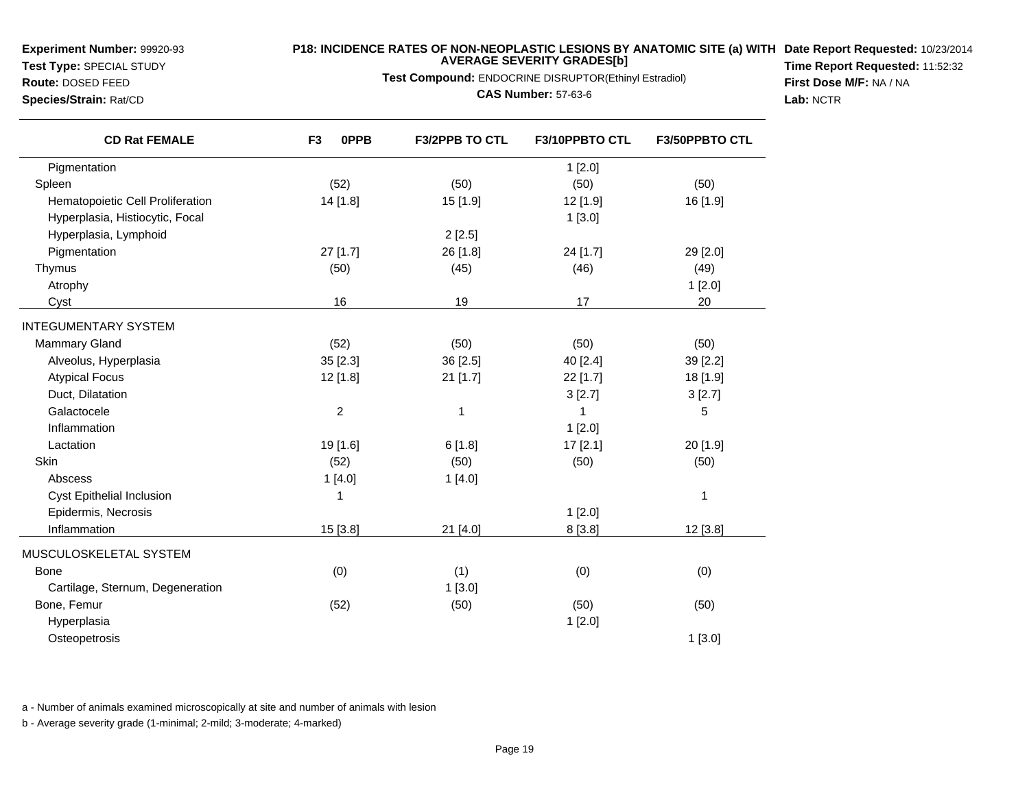**Experiment Number:** 99920-93
**Test Type:** SPECIAL STUDY
**Route:** DOSED FEED
**Species/Strain:** Rat/CD

**P18: INCIDENCE RATES OF NON-NEOPLASTIC LESIONS BY ANATOMIC SITE (a) WITH AVERAGE SEVERITY GRADES[b]**
**Test Compound:** ENDOCRINE DISRUPTOR(Ethinyl Estradiol)
**CAS Number:** 57-63-6

**Date Report Requested:** 10/23/2014
**Time Report Requested:** 11:52:32
**First Dose M/F:** NA / NA
**Lab:** NCTR

| CD Rat FEMALE | F3 0PPB | F3/2PPB TO CTL | F3/10PPBTO CTL | F3/50PPBTO CTL |
|---|---|---|---|---|
| Pigmentation | | | 1 [2.0] | |
| Spleen | (52) | (50) | (50) | (50) |
| Hematopoietic Cell Proliferation | 14 [1.8] | 15 [1.9] | 12 [1.9] | 16 [1.9] |
| Hyperplasia, Histiocytic, Focal | | | 1 [3.0] | |
| Hyperplasia, Lymphoid | | 2 [2.5] | | |
| Pigmentation | 27 [1.7] | 26 [1.8] | 24 [1.7] | 29 [2.0] |
| Thymus | (50) | (45) | (46) | (49) |
| Atrophy | | | | 1 [2.0] |
| Cyst | 16 | 19 | 17 | 20 |
| INTEGUMENTARY SYSTEM | | | | |
| Mammary Gland | (52) | (50) | (50) | (50) |
| Alveolus, Hyperplasia | 35 [2.3] | 36 [2.5] | 40 [2.4] | 39 [2.2] |
| Atypical Focus | 12 [1.8] | 21 [1.7] | 22 [1.7] | 18 [1.9] |
| Duct, Dilatation | | | 3 [2.7] | 3 [2.7] |
| Galactocele | 2 | 1 | 1 | 5 |
| Inflammation | | | 1 [2.0] | |
| Lactation | 19 [1.6] | 6 [1.8] | 17 [2.1] | 20 [1.9] |
| Skin | (52) | (50) | (50) | (50) |
| Abscess | 1 [4.0] | 1 [4.0] | | |
| Cyst Epithelial Inclusion | 1 | | | 1 |
| Epidermis, Necrosis | | | 1 [2.0] | |
| Inflammation | 15 [3.8] | 21 [4.0] | 8 [3.8] | 12 [3.8] |
| MUSCULOSKELETAL SYSTEM | | | | |
| Bone | (0) | (1) | (0) | (0) |
| Cartilage, Sternum, Degeneration | | 1 [3.0] | | |
| Bone, Femur | (52) | (50) | (50) | (50) |
| Hyperplasia | | | 1 [2.0] | |
| Osteopetrosis | | | | 1 [3.0] |

a - Number of animals examined microscopically at site and number of animals with lesion

b - Average severity grade (1-minimal; 2-mild; 3-moderate; 4-marked)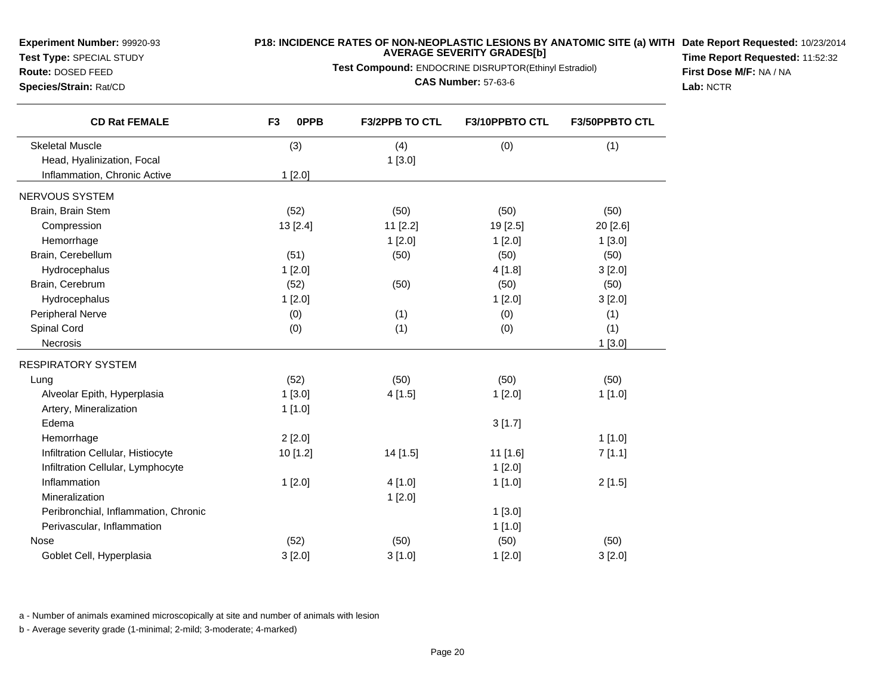**Experiment Number:** 99920-93
**Test Type:** SPECIAL STUDY
**Route:** DOSED FEED
**Species/Strain:** Rat/CD

**P18: INCIDENCE RATES OF NON-NEOPLASTIC LESIONS BY ANATOMIC SITE (a) WITH AVERAGE SEVERITY GRADES[b]**

**Test Compound:** ENDOCRINE DISRUPTOR(Ethinyl Estradiol)

**CAS Number:** 57-63-6

**Date Report Requested:** 10/23/2014
**Time Report Requested:** 11:52:32
**First Dose M/F:** NA / NA
**Lab:** NCTR

| CD Rat FEMALE | F3 0PPB | F3/2PPB TO CTL | F3/10PPBTO CTL | F3/50PPBTO CTL |
|---|---|---|---|---|
| Skeletal Muscle | (3) | (4) | (0) | (1) |
| Head, Hyalinization, Focal | | 1 [3.0] | | |
| Inflammation, Chronic Active | 1 [2.0] | | | |
| NERVOUS SYSTEM | | | | |
| Brain, Brain Stem | (52) | (50) | (50) | (50) |
| Compression | 13 [2.4] | 11 [2.2] | 19 [2.5] | 20 [2.6] |
| Hemorrhage | | 1 [2.0] | 1 [2.0] | 1 [3.0] |
| Brain, Cerebellum | (51) | (50) | (50) | (50) |
| Hydrocephalus | 1 [2.0] | | 4 [1.8] | 3 [2.0] |
| Brain, Cerebrum | (52) | (50) | (50) | (50) |
| Hydrocephalus | 1 [2.0] | | 1 [2.0] | 3 [2.0] |
| Peripheral Nerve | (0) | (1) | (0) | (1) |
| Spinal Cord | (0) | (1) | (0) | (1) |
| Necrosis | | | | 1 [3.0] |
| RESPIRATORY SYSTEM | | | | |
| Lung | (52) | (50) | (50) | (50) |
| Alveolar Epith, Hyperplasia | 1 [3.0] | 4 [1.5] | 1 [2.0] | 1 [1.0] |
| Artery, Mineralization | 1 [1.0] | | | |
| Edema | | | 3 [1.7] | |
| Hemorrhage | 2 [2.0] | | | 1 [1.0] |
| Infiltration Cellular, Histiocyte | 10 [1.2] | 14 [1.5] | 11 [1.6] | 7 [1.1] |
| Infiltration Cellular, Lymphocyte | | | 1 [2.0] | |
| Inflammation | 1 [2.0] | 4 [1.0] | 1 [1.0] | 2 [1.5] |
| Mineralization | | 1 [2.0] | | |
| Peribronchial, Inflammation, Chronic | | | 1 [3.0] | |
| Perivascular, Inflammation | | | 1 [1.0] | |
| Nose | (52) | (50) | (50) | (50) |
| Goblet Cell, Hyperplasia | 3 [2.0] | 3 [1.0] | 1 [2.0] | 3 [2.0] |

a - Number of animals examined microscopically at site and number of animals with lesion

b - Average severity grade (1-minimal; 2-mild; 3-moderate; 4-marked)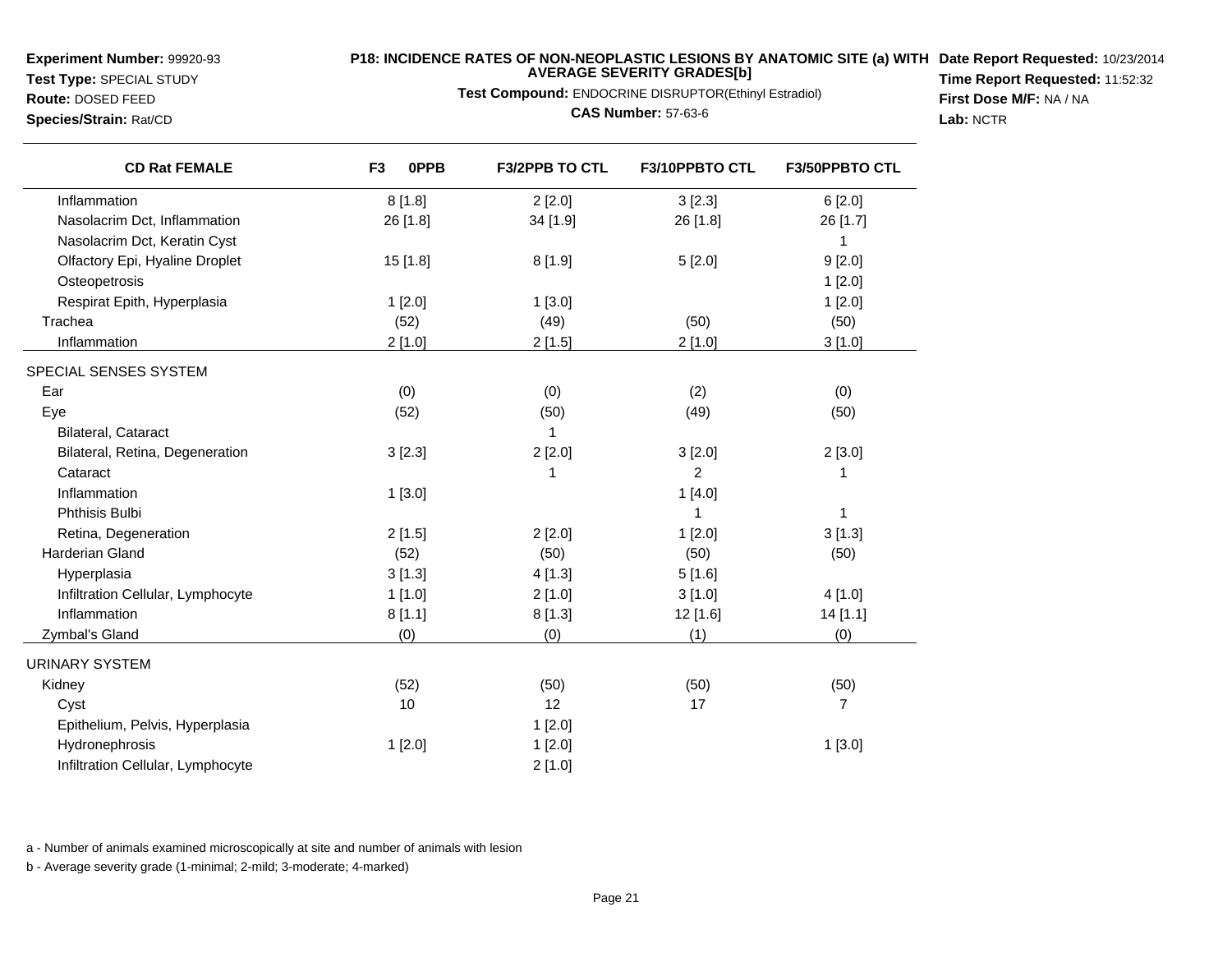**Experiment Number:** 99920-93
**Test Type:** SPECIAL STUDY
**Route:** DOSED FEED
**Species/Strain:** Rat/CD

**P18: INCIDENCE RATES OF NON-NEOPLASTIC LESIONS BY ANATOMIC SITE (a) WITH AVERAGE SEVERITY GRADES[b]**
**Test Compound:** ENDOCRINE DISRUPTOR(Ethinyl Estradiol)
**CAS Number:** 57-63-6

**Date Report Requested:** 10/23/2014
**Time Report Requested:** 11:52:32
**First Dose M/F:** NA / NA
**Lab:** NCTR

| CD Rat FEMALE | F3 0PPB | F3/2PPB TO CTL | F3/10PPBTO CTL | F3/50PPBTO CTL |
|---|---|---|---|---|
| Inflammation | 8 [1.8] | 2 [2.0] | 3 [2.3] | 6 [2.0] |
| Nasolacrim Dct, Inflammation | 26 [1.8] | 34 [1.9] | 26 [1.8] | 26 [1.7] |
| Nasolacrim Dct, Keratin Cyst | | | | 1 |
| Olfactory Epi, Hyaline Droplet | 15 [1.8] | 8 [1.9] | 5 [2.0] | 9 [2.0] |
| Osteopetrosis | | | | 1 [2.0] |
| Respirat Epith, Hyperplasia | 1 [2.0] | 1 [3.0] | | 1 [2.0] |
| Trachea | (52) | (49) | (50) | (50) |
| Inflammation | 2 [1.0] | 2 [1.5] | 2 [1.0] | 3 [1.0] |
| SPECIAL SENSES SYSTEM | | | | |
| Ear | (0) | (0) | (2) | (0) |
| Eye | (52) | (50) | (49) | (50) |
| Bilateral, Cataract | | 1 | | |
| Bilateral, Retina, Degeneration | 3 [2.3] | 2 [2.0] | 3 [2.0] | 2 [3.0] |
| Cataract | | 1 | 2 | 1 |
| Inflammation | 1 [3.0] | | 1 [4.0] | |
| Phthisis Bulbi | | | 1 | 1 |
| Retina, Degeneration | 2 [1.5] | 2 [2.0] | 1 [2.0] | 3 [1.3] |
| Harderian Gland | (52) | (50) | (50) | (50) |
| Hyperplasia | 3 [1.3] | 4 [1.3] | 5 [1.6] | |
| Infiltration Cellular, Lymphocyte | 1 [1.0] | 2 [1.0] | 3 [1.0] | 4 [1.0] |
| Inflammation | 8 [1.1] | 8 [1.3] | 12 [1.6] | 14 [1.1] |
| Zymbal's Gland | (0) | (0) | (1) | (0) |
| URINARY SYSTEM | | | | |
| Kidney | (52) | (50) | (50) | (50) |
| Cyst | 10 | 12 | 17 | 7 |
| Epithelium, Pelvis, Hyperplasia | | 1 [2.0] | | |
| Hydronephrosis | 1 [2.0] | 1 [2.0] | | 1 [3.0] |
| Infiltration Cellular, Lymphocyte | | 2 [1.0] | | |

a - Number of animals examined microscopically at site and number of animals with lesion

b - Average severity grade (1-minimal; 2-mild; 3-moderate; 4-marked)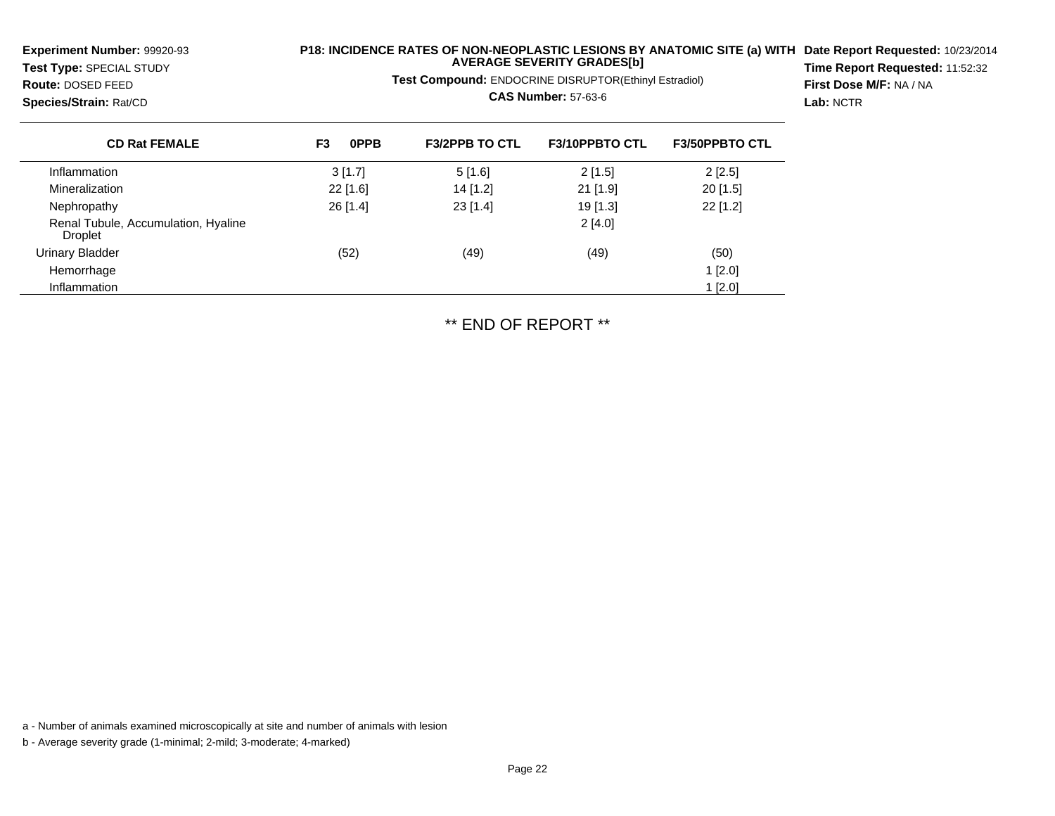**Experiment Number:** 99920-93
**Test Type:** SPECIAL STUDY
**Route:** DOSED FEED
**Species/Strain:** Rat/CD

**P18: INCIDENCE RATES OF NON-NEOPLASTIC LESIONS BY ANATOMIC SITE (a) WITH AVERAGE SEVERITY GRADES[b]**
**Test Compound:** ENDOCRINE DISRUPTOR(Ethinyl Estradiol)
**CAS Number:** 57-63-6

**Date Report Requested:** 10/23/2014
**Time Report Requested:** 11:52:32
**First Dose M/F:** NA / NA
**Lab:** NCTR

| CD Rat FEMALE | F3 0PPB | F3/2PPB TO CTL | F3/10PPBTO CTL | F3/50PPBTO CTL |
|---|---|---|---|---|
| Inflammation | 3 [1.7] | 5 [1.6] | 2 [1.5] | 2 [2.5] |
| Mineralization | 22 [1.6] | 14 [1.2] | 21 [1.9] | 20 [1.5] |
| Nephropathy | 26 [1.4] | 23 [1.4] | 19 [1.3] | 22 [1.2] |
| Renal Tubule, Accumulation, Hyaline Droplet | | | 2 [4.0] | |
| Urinary Bladder | (52) | (49) | (49) | (50) |
| Hemorrhage | | | | 1 [2.0] |
| Inflammation | | | | 1 [2.0] |

** END OF REPORT **

a - Number of animals examined microscopically at site and number of animals with lesion

b - Average severity grade (1-minimal; 2-mild; 3-moderate; 4-marked)